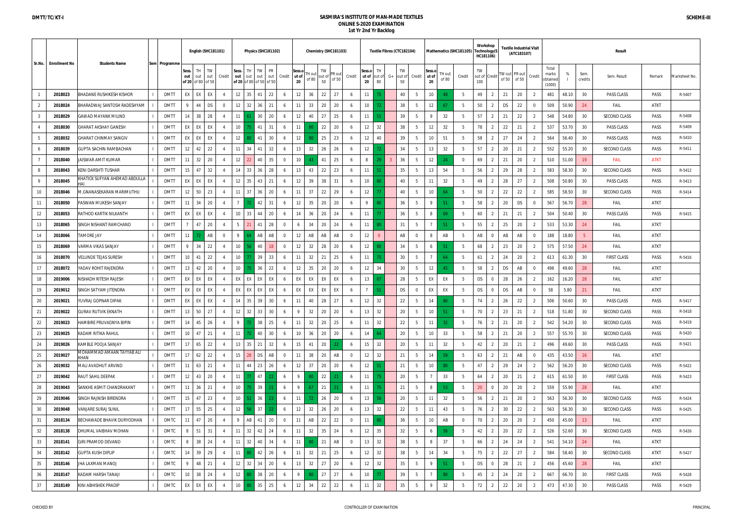DMTT/TC/KT-I

# SASMIRA'S INSTITUTE OF MAN-MADE TEXTILES
## ONLINE S-2020 EXAMINATION
### 1st Yr 2nd Yr Backlog

SCHEME-III

| Sr.No. | Enrollment No | Students Name | Sem | Programme | English (SHC181101) | | | | Physics (SHC181102) | | | | | Chemistry (SHC181103) | | | | | Textile Fibres (CTC182104) | | | | | Mathematics (SHC181105) | | | Workshop Technology(SHC181106) | | Textile Industrial Visit (ATC183107) | | | Result | | | | | |
|---|---|---|---|---|---|---|---|---|---|---|---|---|---|---|---|---|---|---|---|---|---|---|---|---|---|---|---|---|---|---|---|---|---|---|---|---|---|
| | | | | | Sess. out of 20 | TH out of 80 | TW out of 50 | Credit | Sess. out of 20 | TH out of 80 | TW out of 50 | PR out of 50 | Credit | Sess.out of 20 | TH out of 80 | TW out of 50 | PR out of 50 | Credit | Sess.out of 20 | TH out of 80 | G+ | TW out of 50 | Credit | Sess.out of 20 | TH out of 80 | Credit | TW out of 100 | Credit | TW out of 50 | PR out of 50 | Credit | Total marks obtained (1000) | % | Sem. credits | Sem. Result | Remark | Marksheet No. |
| 1 | 2018023 | BHADANE RUSHIKESH KISHOR | I | DMTT | EX | EX | EX | 4 | 12 | 35 | 41 | 22 | 6 | 12 | 36 | 22 | 27 | 6 | 11 | 75 | | 40 | 5 | 10 | 48 | 5 | 49 | 2 | 21 | 20 | 2 | 481 | 48.10 | 30 | PASS CLASS | PASS | R-5407 |
| 2 | 2018024 | BHARADWAJ SANTOSH RADESHYAM | I | DMTT | 9 | 44 | DS | 0 | 12 | 32 | 36 | 21 | 6 | 11 | 33 | 20 | 20 | 6 | 10 | 72 | | 38 | 5 | 12 | 67 | 5 | 50 | 2 | DS | 22 | 0 | 509 | 50.90 | 24 | FAIL | ATKT | |
| 3 | 2018029 | GAWAD MAYANK MILIND | I | DMTT | 14 | 38 | 28 | 4 | 11 | 61 | 30 | 20 | 6 | 12 | 40 | 27 | 25 | 6 | 11 | 51 | | 39 | 5 | 9 | 32 | 5 | 57 | 2 | 21 | 22 | 2 | 548 | 54.80 | 30 | SECOND CLASS | PASS | R-5408 |
| 4 | 2018030 | GHARAT AKSHAY GANESH | I | DMTT | EX | EX | EX | 4 | 10 | 75 | 41 | 31 | 6 | 11 | 80 | 22 | 20 | 6 | 12 | 32 | | 38 | 5 | 12 | 32 | 5 | 78 | 2 | 22 | 21 | 2 | 537 | 53.70 | 30 | PASS CLASS | PASS | R-5409 |
| 5 | 2018032 | GHARAT CHINMAY SANGIV | I | DMTT | EX | EX | EX | 4 | 12 | 80 | 41 | 30 | 6 | 12 | 80 | 25 | 23 | 6 | 12 | 40 | | 39 | 5 | 10 | 51 | 5 | 58 | 2 | 27 | 24 | 2 | 564 | 56.40 | 30 | PASS CLASS | PASS | R-5410 |
| 6 | 2018039 | GUPTA SACHIN RAMBACHAN | I | DMTT | 12 | 42 | 22 | 4 | 11 | 34 | 41 | 32 | 6 | 13 | 32 | 26 | 26 | 6 | 12 | 72 | | 34 | 5 | 13 | 32 | 5 | 57 | 2 | 20 | 21 | 2 | 552 | 55.20 | 30 | SECOND CLASS | PASS | R-5411 |
| 7 | 2018040 | JAISWAR AMIT KUMAR | I | DMTT | 11 | 32 | 20 | 4 | 12 | 22 | 40 | 35 | 0 | 10 | 43 | 41 | 25 | 6 | 8 | 29 | 3 | 36 | 5 | 12 | 24 | 0 | 69 | 2 | 21 | 20 | 2 | 510 | 51.00 | 19 | FAIL | ATKT | |
| 8 | 2018043 | KENI DARSHTI TUSHAR | I | DMTT | 15 | 47 | 32 | 4 | 14 | 33 | 36 | 28 | 6 | 13 | 43 | 22 | 23 | 6 | 11 | 51 | | 35 | 5 | 13 | 54 | 5 | 56 | 2 | 29 | 28 | 2 | 583 | 58.30 | 30 | SECOND CLASS | PASS | R-5412 |
| 9 | 2018045 | KHATICK SUFYAN AHEMAD ABDULLA HAI | I | DMTT | EX | EX | EX | 4 | 12 | 35 | 43 | 21 | 6 | 12 | 39 | 38 | 31 | 6 | 10 | 80 | | 40 | 5 | 11 | 32 | 5 | 49 | 2 | 28 | 27 | 2 | 508 | 50.80 | 30 | PASS CLASS | PASS | R-5413 |
| 10 | 2018046 | M.GNANASEKARAN MARIMUTHU | I | DMTT | 12 | 50 | 23 | 4 | 11 | 37 | 36 | 20 | 6 | 11 | 37 | 22 | 29 | 6 | 12 | 77 | | 40 | 5 | 10 | 64 | 5 | 50 | 2 | 22 | 22 | 2 | 585 | 58.50 | 30 | SECOND CLASS | PASS | R-5414 |
| 11 | 2018050 | PASWAN MUKESH SANJAY | I | DMTT | 11 | 34 | 20 | 4 | 7 | 72 | 42 | 31 | 6 | 12 | 35 | 20 | 20 | 6 | 9 | 80 | | 36 | 5 | 9 | 51 | 5 | 58 | 2 | 20 | DS | 0 | 567 | 56.70 | 28 | FAIL | ATKT | |
| 12 | 2018053 | RATHOD KARTIK NILKANTH | I | DMTT | EX | EX | EX | 4 | 10 | 33 | 44 | 20 | 6 | 14 | 36 | 20 | 24 | 6 | 11 | 77 | | 36 | 5 | 8 | 69 | 5 | 60 | 2 | 21 | 21 | 2 | 504 | 50.40 | 30 | PASS CLASS | PASS | R-5415 |
| 13 | 2018065 | SINGH NISHANT RAMCHAND | I | DMTT | 7 | 47 | 20 | 4 | 5 | 21 | 41 | 28 | 0 | 6 | 34 | 20 | 24 | 6 | 11 | 80 | | 31 | 5 | 7 | 51 | 5 | 55 | 2 | 25 | 20 | 2 | 533 | 53.30 | 24 | FAIL | ATKT | |
| 14 | 2018066 | TAMORE JAY | I | DMTT | 11 | 72 | AB | 0 | 9 | 64 | AB | AB | 0 | 12 | AB | AB | AB | 0 | 12 | 0 | | AB | 0 | 8 | AB | 5 | AB | 0 | AB | AB | 0 | 188 | 18.80 | 5 | FAIL | ATKT | |
| 15 | 2018069 | VARMA VIKAS SANJAY | I | DMTT | 9 | 34 | 22 | 4 | 10 | 56 | 40 | 18 | 0 | 12 | 32 | 28 | 20 | 6 | 12 | 80 | | 34 | 5 | 6 | 51 | 5 | 68 | 2 | 23 | 20 | 2 | 575 | 57.50 | 24 | FAIL | ATKT | |
| 16 | 2018070 | VELUNDE TEJAS SURESH | I | DMTT | 10 | 41 | 22 | 4 | 10 | 77 | 39 | 33 | 6 | 11 | 32 | 21 | 25 | 6 | 11 | 75 | | 30 | 5 | 7 | 64 | 5 | 61 | 2 | 24 | 20 | 2 | 613 | 61.30 | 30 | FIRST CLASS | PASS | R-5416 |
| 17 | 2018072 | YADAV ROHIT RAJENDRA | I | DMTT | 13 | 42 | 20 | 4 | 10 | 75 | 36 | 22 | 6 | 12 | 35 | 20 | 20 | 6 | 12 | 34 | | 30 | 5 | 12 | 45 | 5 | 58 | 2 | DS | AB | 0 | 496 | 49.60 | 28 | FAIL | ATKT | |
| 18 | 2019006 | NISHADH RITESH RAJESH | I | DMTT | EX | EX | EX | 4 | EX | EX | EX | EX | 6 | EX | EX | EX | EX | 6 | 13 | 67 | | 28 | 5 | EX | EX | 5 | DS | 0 | 28 | 26 | 2 | 162 | 16.20 | 28 | FAIL | ATKT | |
| 19 | 2019012 | SINGH SATYAM JITENDRA | I | DMTT | EX | EX | EX | 4 | EX | EX | EX | EX | 6 | EX | EX | EX | EX | 6 | 7 | 51 | | DS | 0 | EX | EX | 5 | DS | 0 | DS | AB | 0 | 58 | 5.80 | 21 | FAIL | ATKT | |
| 20 | 2019021 | YUVRAJ GOPNAR DIPAK | I | DMTT | EX | EX | EX | 4 | 14 | 35 | 39 | 30 | 6 | 11 | 40 | 28 | 27 | 6 | 12 | 32 | | 22 | 5 | 14 | 80 | 5 | 74 | 2 | 26 | 22 | 2 | 506 | 50.60 | 30 | PASS CLASS | PASS | R-5417 |
| 21 | 2019022 | GURAV RUTVIK EKNATH | I | DMTT | 13 | 50 | 27 | 4 | 12 | 32 | 33 | 30 | 6 | 9 | 32 | 20 | 20 | 6 | 13 | 32 | | 20 | 5 | 10 | 51 | 5 | 70 | 2 | 23 | 21 | 2 | 518 | 51.80 | 30 | SECOND CLASS | PASS | R-5418 |
| 22 | 2019023 | HAMBIRE PRUVADNYA BIPIN | I | DMTT | 14 | 45 | 26 | 4 | 9 | 72 | 38 | 25 | 6 | 11 | 32 | 20 | 25 | 6 | 11 | 32 | | 22 | 5 | 11 | 32 | 5 | 76 | 2 | 21 | 20 | 2 | 542 | 54.20 | 30 | SECOND CLASS | PASS | R-5419 |
| 23 | 2019025 | KADAM RITIKA RAHUL | I | DMTT | 10 | 47 | 21 | 4 | 11 | 72 | 40 | 30 | 6 | 10 | 36 | 20 | 20 | 6 | 14 | 64 | | 20 | 5 | 10 | 33 | 5 | 58 | 2 | 21 | 20 | 2 | 557 | 55.70 | 30 | SECOND CLASS | PASS | R-5420 |
| 24 | 2019026 | KAMBLE POOJA SANJAY | I | DMTT | 17 | 65 | 22 | 4 | 13 | 35 | 21 | 32 | 6 | 15 | 41 | 20 | 22 | 6 | 15 | 32 | | 20 | 5 | 11 | 32 | 5 | 42 | 2 | 20 | 21 | 2 | 496 | 49.60 | 30 | PASS CLASS | PASS | R-5421 |
| 25 | 2019027 | MOHAMMAD AMAAN TAYYAB ALI KHAN | I | DMTT | 17 | 62 | 22 | 4 | 15 | 28 | DS | AB | 0 | 11 | 38 | 20 | AB | 0 | 12 | 32 | | 21 | 5 | 14 | 59 | 5 | 63 | 2 | 21 | AB | 0 | 435 | 43.50 | 16 | FAIL | ATKT | |
| 26 | 2019032 | MALI AVADHUT ARVIND | I | DMTT | 11 | 63 | 21 | 4 | 11 | 44 | 23 | 26 | 6 | 12 | 37 | 20 | 20 | 6 | 12 | 51 | | 21 | 5 | 10 | 80 | 5 | 47 | 2 | 29 | 24 | 2 | 562 | 56.20 | 30 | SECOND CLASS | PASS | R-5422 |
| 27 | 2019042 | RAUT SAHIL DEEPAK | I | DMTT | 12 | 43 | 20 | 4 | 11 | 77 | 47 | 22 | 6 | 9 | 80 | 22 | 21 | 6 | 11 | 75 | | 20 | 5 | 7 | 33 | 5 | 64 | 2 | 20 | 21 | 2 | 615 | 61.50 | 30 | FIRST CLASS | PASS | R-5423 |
| 28 | 2019043 | SANKHE ASMIT CHANDRAKANT | I | DMTT | 11 | 36 | 21 | 4 | 10 | 75 | 39 | 21 | 6 | 9 | 67 | 21 | 21 | 6 | 11 | 75 | | 21 | 5 | 8 | 53 | 5 | 20 | 0 | 20 | 20 | 2 | 559 | 55.90 | 28 | FAIL | ATKT | |
| 29 | 2019046 | SINGH RAJNISH BIRENDRA | I | DMTT | 15 | 47 | 23 | 4 | 10 | 51 | 36 | 23 | 6 | 11 | 72 | 26 | 20 | 6 | 13 | 56 | | 20 | 5 | 11 | 32 | 5 | 56 | 2 | 21 | 20 | 2 | 563 | 56.30 | 30 | SECOND CLASS | PASS | R-5424 |
| 30 | 2019048 | VANJARE SURAJ SUNIL | I | DMTT | 17 | 55 | 25 | 4 | 12 | 56 | 37 | 22 | 6 | 12 | 32 | 26 | 20 | 6 | 13 | 32 | | 22 | 5 | 11 | 43 | 5 | 76 | 2 | 30 | 22 | 2 | 563 | 56.30 | 30 | SECOND CLASS | PASS | R-5425 |
| 31 | 2018134 | BECHAWADE BHAVIK DURYODHAN | I | DMTC | 11 | 47 | 20 | 4 | 9 | AB | 41 | 20 | 0 | 11 | AB | 22 | 22 | 0 | 11 | 80 | | 36 | 5 | 10 | AB | 0 | 70 | 2 | 20 | 20 | 2 | 450 | 45.00 | 13 | FAIL | ATKT | |
| 32 | 2018138 | DHUMAL VAIBHAV MOHAN | I | DMTC | 8 | 51 | 31 | 4 | 11 | 32 | 42 | 24 | 6 | 11 | 32 | 35 | 24 | 6 | 12 | 35 | | 32 | 5 | 6 | 56 | 5 | 42 | 2 | 20 | 22 | 2 | 526 | 52.60 | 30 | SECOND CLASS | PASS | R-5426 |
| 33 | 2018141 | GIRI PRAMOD DEVAND | I | DMTC | 8 | 38 | 24 | 4 | 11 | 32 | 40 | 34 | 6 | 11 | 80 | 21 | AB | 0 | 13 | 32 | | 38 | 5 | 8 | 37 | 5 | 66 | 2 | 24 | 24 | 2 | 541 | 54.10 | 24 | FAIL | ATKT | |
| 34 | 2018142 | GUPTA KUSH DIPLIP | I | DMTC | 14 | 39 | 29 | 4 | 11 | 80 | 42 | 26 | 6 | 11 | 32 | 21 | 25 | 6 | 12 | 32 | | 38 | 5 | 14 | 34 | 5 | 75 | 2 | 22 | 27 | 2 | 584 | 58.40 | 30 | SECOND CLASS | PASS | R-5427 |
| 35 | 2018146 | JHA LAXMAN MANOJ | I | DMTC | 9 | 48 | 21 | 4 | 12 | 32 | 34 | 20 | 6 | 13 | 32 | 27 | 20 | 6 | 12 | 32 | | 35 | 5 | 9 | 51 | 5 | DS | 0 | 28 | 21 | 2 | 456 | 45.60 | 28 | FAIL | ATKT | |
| 36 | 2018147 | KADAM HARSH TANAJI | I | DMTC | 10 | 38 | 24 | 4 | 12 | 80 | 38 | 20 | 6 | 9 | 80 | 27 | 27 | 6 | 10 | 77 | | 39 | 5 | 7 | 80 | 5 | 45 | 2 | 24 | 20 | 2 | 667 | 66.70 | 30 | FIRST CLASS | PASS | R-5428 |
| 37 | 2018149 | KINI ABHISHEK PRADIP | I | DMTC | EX | EX | EX | 4 | 10 | 80 | 35 | 25 | 6 | 12 | 34 | 22 | 22 | 6 | 11 | 32 | | 35 | 5 | 9 | 32 | 5 | 72 | 2 | 22 | 20 | 2 | 473 | 47.30 | 30 | PASS CLASS | PASS | R-5429 |

CHECKED BY | CONTROLLER OF EXAMINATION | PRINCIPAL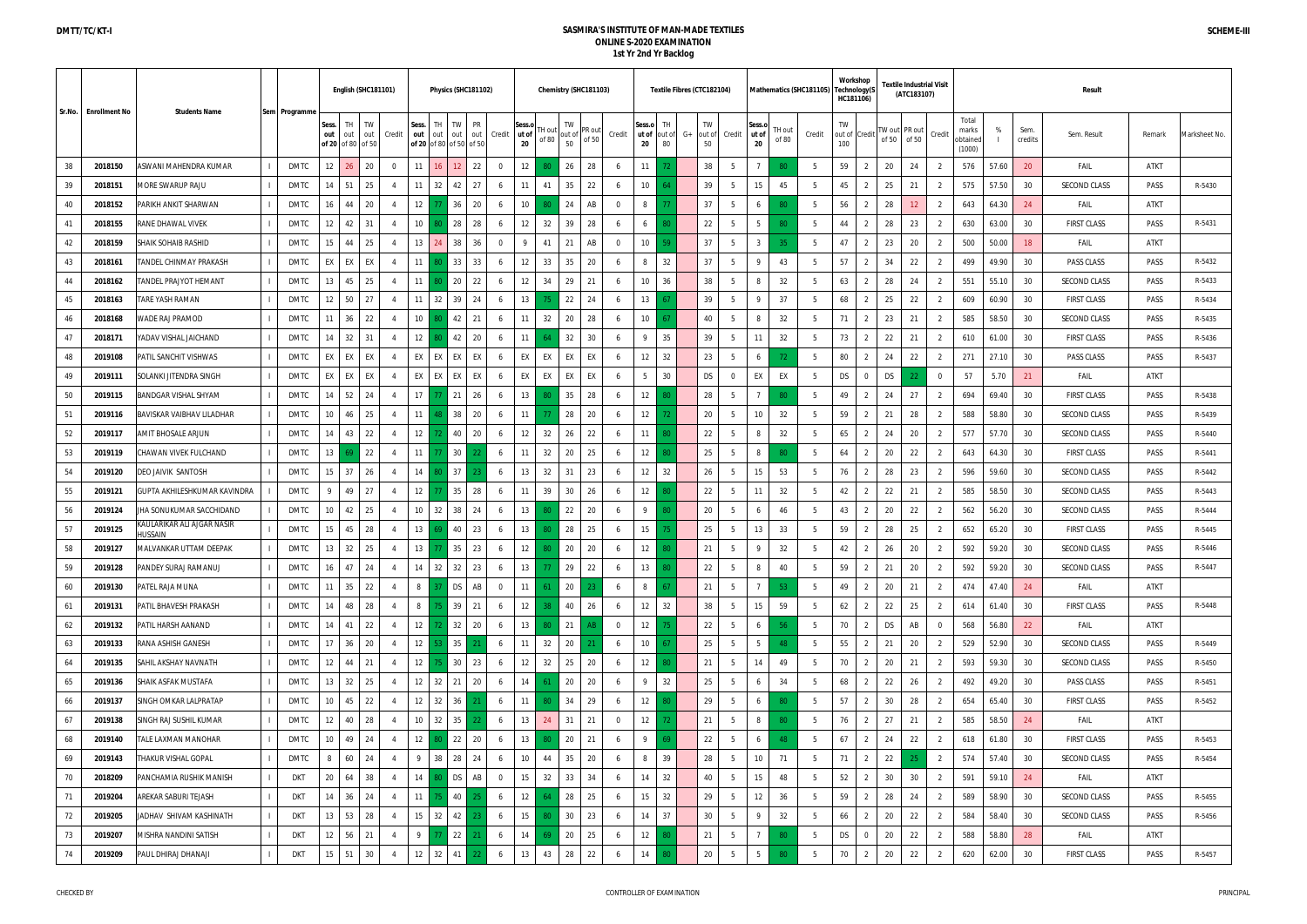DMTT/TC/KT-I

# SASMIRA'S INSTITUTE OF MAN-MADE TEXTILES
## ONLINE S-2020 EXAMINATION
### 1st Yr 2nd Yr Backlog

SCHEME-III

| Sr.No. | Enrollment No | Students Name | Sem | Programme | English (SHC181101) | | | | Physics (SHC181102) | | | | | Chemistry (SHC181103) | | | | | Textile Fibres (CTC182104) | | | | | Mathematics (SHC181105) | | | Workshop Technology(SHC181106) | | Textile Industrial Visit (ATC183107) | | | Result | | | | | | |
|---|---|---|---|---|---|---|---|---|---|---|---|---|---|---|---|---|---|---|---|---|---|---|---|---|---|---|---|---|---|---|---|---|---|---|---|---|---|---|
| | | | | | Sess. out of 20 | TH out of 80 | TW out of 50 | Credit | Sess. out of 20 | TH out of 80 | TW out of 50 | PR out of 50 | Credit | Sess.out of 20 | TH out of 80 | TW out of 50 | PR out of 50 | Credit | Sess.out of 20 | TH out of 80 | G+ | TW out of 50 | Credit | Sess.out of 20 | TH out of 80 | Credit | TW out of 100 | Credit | TW out of 50 | PR out of 50 | Credit | Total marks obtained (1000) | % | Sem. credits | Sem. Result | Remark | Marksheet No. |
| 38 | 2018150 | ASWANI MAHENDRA KUMAR | I | DMTC | 12 | 26 | 20 | 0 | 11 | 16 | 12 | 22 | 0 | 12 | 80 | 26 | 28 | 6 | 11 | 72 | | 38 | 5 | 7 | 80 | 5 | 59 | 2 | 20 | 24 | 2 | 576 | 57.60 | 20 | FAIL | ATKT | |
| 39 | 2018151 | MORE SWARUP RAJU | I | DMTC | 14 | 51 | 25 | 4 | 11 | 32 | 42 | 27 | 6 | 11 | 41 | 35 | 22 | 6 | 10 | 64 | | 39 | 5 | 15 | 45 | 5 | 45 | 2 | 25 | 21 | 2 | 575 | 57.50 | 30 | SECOND CLASS | PASS | R-5430 |
| 40 | 2018152 | PARIKH ANKIT SHARWAN | I | DMTC | 16 | 44 | 20 | 4 | 12 | 77 | 36 | 20 | 6 | 10 | 80 | 24 | AB | 0 | 8 | 77 | | 37 | 5 | 6 | 80 | 5 | 56 | 2 | 28 | 12 | 2 | 643 | 64.30 | 24 | FAIL | ATKT | |
| 41 | 2018155 | RANE DHAWAL VIVEK | I | DMTC | 12 | 42 | 31 | 4 | 10 | 80 | 28 | 28 | 6 | 12 | 32 | 39 | 28 | 6 | 6 | 80 | | 22 | 5 | 5 | 80 | 5 | 44 | 2 | 28 | 23 | 2 | 630 | 63.00 | 30 | FIRST CLASS | PASS | R-5431 |
| 42 | 2018159 | SHAIK SOHAIB RASHID | I | DMTC | 15 | 44 | 25 | 4 | 13 | 24 | 38 | 36 | 0 | 9 | 41 | 21 | AB | 0 | 10 | 59 | | 37 | 5 | 3 | 35 | 5 | 47 | 2 | 23 | 20 | 2 | 500 | 50.00 | 18 | FAIL | ATKT | |
| 43 | 2018161 | TANDEL CHINMAY PRAKASH | I | DMTC | EX | EX | EX | 4 | 11 | 80 | 33 | 33 | 6 | 12 | 33 | 35 | 20 | 6 | 8 | 32 | | 37 | 5 | 9 | 43 | 5 | 57 | 2 | 34 | 22 | 2 | 499 | 49.90 | 30 | PASS CLASS | PASS | R-5432 |
| 44 | 2018162 | TANDEL PRAJYOT HEMANT | I | DMTC | 13 | 45 | 25 | 4 | 11 | 80 | 20 | 22 | 6 | 12 | 34 | 29 | 21 | 6 | 10 | 36 | | 38 | 5 | 8 | 32 | 5 | 63 | 2 | 28 | 24 | 2 | 551 | 55.10 | 30 | SECOND CLASS | PASS | R-5433 |
| 45 | 2018163 | TARE YASH RAMAN | I | DMTC | 12 | 50 | 27 | 4 | 11 | 32 | 39 | 24 | 6 | 13 | 75 | 22 | 24 | 6 | 13 | 67 | | 39 | 5 | 9 | 37 | 5 | 68 | 2 | 25 | 22 | 2 | 609 | 60.90 | 30 | FIRST CLASS | PASS | R-5434 |
| 46 | 2018168 | WADE RAJ PRAMOD | I | DMTC | 11 | 36 | 22 | 4 | 10 | 80 | 42 | 21 | 6 | 11 | 32 | 20 | 28 | 6 | 10 | 67 | | 40 | 5 | 8 | 32 | 5 | 71 | 2 | 23 | 21 | 2 | 585 | 58.50 | 30 | SECOND CLASS | PASS | R-5435 |
| 47 | 2018171 | YADAV VISHAL JAICHAND | I | DMTC | 14 | 32 | 31 | 4 | 12 | 80 | 42 | 20 | 6 | 11 | 64 | 32 | 30 | 6 | 9 | 35 | | 39 | 5 | 11 | 32 | 5 | 73 | 2 | 22 | 21 | 2 | 610 | 61.00 | 30 | FIRST CLASS | PASS | R-5436 |
| 48 | 2019108 | PATIL SANCHIT VISHWAS | I | DMTC | EX | EX | EX | 4 | EX | EX | EX | EX | 6 | EX | EX | EX | EX | 6 | 12 | 32 | | 23 | 5 | 6 | 72 | 5 | 80 | 2 | 24 | 22 | 2 | 271 | 27.10 | 30 | PASS CLASS | PASS | R-5437 |
| 49 | 2019111 | SOLANKI JITENDRA SINGH | I | DMTC | EX | EX | EX | 4 | EX | EX | EX | EX | 6 | EX | EX | EX | EX | 6 | 5 | 30 | | DS | 0 | EX | EX | 5 | DS | 0 | DS | 22 | 0 | 57 | 5.70 | 21 | FAIL | ATKT | |
| 50 | 2019115 | BANDGAR VISHAL SHYAM | I | DMTC | 14 | 52 | 24 | 4 | 17 | 77 | 21 | 26 | 6 | 13 | 80 | 35 | 28 | 6 | 12 | 80 | | 28 | 5 | 7 | 80 | 5 | 49 | 2 | 24 | 27 | 2 | 694 | 69.40 | 30 | FIRST CLASS | PASS | R-5438 |
| 51 | 2019116 | BAVISKAR VAIBHAV LILADHAR | I | DMTC | 10 | 46 | 25 | 4 | 11 | 48 | 38 | 20 | 6 | 11 | 77 | 28 | 20 | 6 | 12 | 72 | | 20 | 5 | 10 | 32 | 5 | 59 | 2 | 21 | 28 | 2 | 588 | 58.80 | 30 | SECOND CLASS | PASS | R-5439 |
| 52 | 2019117 | AMIT BHOSALE ARJUN | I | DMTC | 14 | 43 | 22 | 4 | 12 | 72 | 40 | 20 | 6 | 12 | 32 | 26 | 22 | 6 | 11 | 80 | | 22 | 5 | 8 | 32 | 5 | 65 | 2 | 24 | 20 | 2 | 577 | 57.70 | 30 | SECOND CLASS | PASS | R-5440 |
| 53 | 2019119 | CHAWAN VIVEK FULCHAND | I | DMTC | 13 | 69 | 22 | 4 | 11 | 77 | 30 | 22 | 6 | 11 | 32 | 20 | 25 | 6 | 12 | 80 | | 25 | 5 | 8 | 80 | 5 | 64 | 2 | 20 | 22 | 2 | 643 | 64.30 | 30 | FIRST CLASS | PASS | R-5441 |
| 54 | 2019120 | DEO JAIVIK SANTOSH | I | DMTC | 15 | 37 | 26 | 4 | 14 | 80 | 37 | 23 | 6 | 13 | 32 | 31 | 23 | 6 | 12 | 32 | | 26 | 5 | 15 | 53 | 5 | 76 | 2 | 28 | 23 | 2 | 596 | 59.60 | 30 | SECOND CLASS | PASS | R-5442 |
| 55 | 2019121 | GUPTA AKHILESHKUMAR KAVINDRA | I | DMTC | 9 | 49 | 27 | 4 | 12 | 77 | 35 | 28 | 6 | 11 | 39 | 30 | 26 | 6 | 12 | 80 | | 22 | 5 | 11 | 32 | 5 | 42 | 2 | 22 | 21 | 2 | 585 | 58.50 | 30 | SECOND CLASS | PASS | R-5443 |
| 56 | 2019124 | JHA SONUKUMAR SACCHIDAND | I | DMTC | 10 | 42 | 25 | 4 | 10 | 32 | 38 | 24 | 6 | 13 | 80 | 22 | 20 | 6 | 9 | 80 | | 20 | 5 | 6 | 46 | 5 | 43 | 2 | 20 | 22 | 2 | 562 | 56.20 | 30 | SECOND CLASS | PASS | R-5444 |
| 57 | 2019125 | KAULARIKAR ALI AJGAR NASIR HUSSAIN | I | DMTC | 15 | 45 | 28 | 4 | 13 | 69 | 40 | 23 | 6 | 13 | 80 | 28 | 25 | 6 | 15 | 75 | | 25 | 5 | 13 | 33 | 5 | 59 | 2 | 28 | 25 | 2 | 652 | 65.20 | 30 | FIRST CLASS | PASS | R-5445 |
| 58 | 2019127 | MALVANKAR UTTAM DEEPAK | I | DMTC | 13 | 32 | 25 | 4 | 13 | 77 | 35 | 23 | 6 | 12 | 80 | 20 | 20 | 6 | 12 | 80 | | 21 | 5 | 9 | 32 | 5 | 42 | 2 | 26 | 20 | 2 | 592 | 59.20 | 30 | SECOND CLASS | PASS | R-5446 |
| 59 | 2019128 | PANDEY SURAJ RAMANUJ | I | DMTC | 16 | 47 | 24 | 4 | 14 | 32 | 32 | 23 | 6 | 13 | 77 | 29 | 22 | 6 | 13 | 80 | | 22 | 5 | 8 | 40 | 5 | 59 | 2 | 21 | 20 | 2 | 592 | 59.20 | 30 | SECOND CLASS | PASS | R-5447 |
| 60 | 2019130 | PATEL RAJA MUNA | I | DMTC | 11 | 35 | 22 | 4 | 8 | 37 | DS | AB | 0 | 11 | 61 | 20 | 23 | 6 | 8 | 67 | | 21 | 5 | 7 | 53 | 5 | 49 | 2 | 20 | 21 | 2 | 474 | 47.40 | 24 | FAIL | ATKT | |
| 61 | 2019131 | PATIL BHAVESH PRAKASH | I | DMTC | 14 | 48 | 28 | 4 | 8 | 75 | 39 | 21 | 6 | 12 | 38 | 40 | 26 | 6 | 12 | 32 | | 38 | 5 | 15 | 59 | 5 | 62 | 2 | 22 | 25 | 2 | 614 | 61.40 | 30 | FIRST CLASS | PASS | R-5448 |
| 62 | 2019132 | PATIL HARSH AANAND | I | DMTC | 14 | 41 | 22 | 4 | 12 | 72 | 32 | 20 | 6 | 13 | 80 | 21 | AB | 0 | 12 | 75 | | 22 | 5 | 6 | 56 | 5 | 70 | 2 | DS | AB | 0 | 568 | 56.80 | 22 | FAIL | ATKT | |
| 63 | 2019133 | RANA ASHISH GANESH | I | DMTC | 17 | 36 | 20 | 4 | 12 | 53 | 35 | 21 | 6 | 11 | 32 | 20 | 21 | 6 | 10 | 67 | | 25 | 5 | 5 | 48 | 5 | 55 | 2 | 21 | 20 | 2 | 529 | 52.90 | 30 | SECOND CLASS | PASS | R-5449 |
| 64 | 2019135 | SAHIL AKSHAY NAVNATH | I | DMTC | 12 | 44 | 21 | 4 | 12 | 75 | 30 | 23 | 6 | 12 | 32 | 25 | 20 | 6 | 12 | 80 | | 21 | 5 | 14 | 49 | 5 | 70 | 2 | 20 | 21 | 2 | 593 | 59.30 | 30 | SECOND CLASS | PASS | R-5450 |
| 65 | 2019136 | SHAIK ASFAK MUSTAFA | I | DMTC | 13 | 32 | 25 | 4 | 12 | 32 | 21 | 20 | 6 | 14 | 61 | 20 | 20 | 6 | 9 | 32 | | 25 | 5 | 6 | 34 | 5 | 68 | 2 | 22 | 26 | 2 | 492 | 49.20 | 30 | PASS CLASS | PASS | R-5451 |
| 66 | 2019137 | SINGH OMKAR LALPRATAP | I | DMTC | 10 | 45 | 22 | 4 | 12 | 32 | 36 | 21 | 6 | 11 | 80 | 34 | 29 | 6 | 12 | 80 | | 29 | 5 | 6 | 80 | 5 | 57 | 2 | 30 | 28 | 2 | 654 | 65.40 | 30 | FIRST CLASS | PASS | R-5452 |
| 67 | 2019138 | SINGH RAJ SUSHIL KUMAR | I | DMTC | 12 | 40 | 28 | 4 | 10 | 32 | 35 | 22 | 6 | 13 | 24 | 31 | 21 | 0 | 12 | 72 | | 21 | 5 | 8 | 80 | 5 | 76 | 2 | 27 | 21 | 2 | 585 | 58.50 | 24 | FAIL | ATKT | |
| 68 | 2019140 | TALE LAXMAN MANOHAR | I | DMTC | 10 | 49 | 24 | 4 | 12 | 80 | 22 | 20 | 6 | 13 | 80 | 20 | 21 | 6 | 9 | 69 | | 22 | 5 | 6 | 48 | 5 | 67 | 2 | 24 | 22 | 2 | 618 | 61.80 | 30 | FIRST CLASS | PASS | R-5453 |
| 69 | 2019143 | THAKUR VISHAL GOPAL | I | DMTC | 8 | 60 | 24 | 4 | 9 | 38 | 28 | 24 | 6 | 10 | 44 | 35 | 20 | 6 | 8 | 39 | | 28 | 5 | 10 | 71 | 5 | 71 | 2 | 22 | 25 | 2 | 574 | 57.40 | 30 | SECOND CLASS | PASS | R-5454 |
| 70 | 2018209 | PANCHAMIA RUSHIK MANISH | I | DKT | 20 | 64 | 38 | 4 | 14 | 80 | DS | AB | 0 | 15 | 32 | 33 | 34 | 6 | 14 | 32 | | 40 | 5 | 15 | 48 | 5 | 52 | 2 | 30 | 30 | 2 | 591 | 59.10 | 24 | FAIL | ATKT | |
| 71 | 2019204 | AREKAR SABURI TEJASH | I | DKT | 14 | 36 | 24 | 4 | 11 | 75 | 40 | 25 | 6 | 12 | 64 | 28 | 25 | 6 | 15 | 32 | | 29 | 5 | 12 | 36 | 5 | 59 | 2 | 28 | 24 | 2 | 589 | 58.90 | 30 | SECOND CLASS | PASS | R-5455 |
| 72 | 2019205 | JADHAV SHIVAM KASHINATH | I | DKT | 13 | 53 | 28 | 4 | 15 | 32 | 42 | 23 | 6 | 15 | 80 | 30 | 23 | 6 | 14 | 37 | | 30 | 5 | 9 | 32 | 5 | 66 | 2 | 20 | 22 | 2 | 584 | 58.40 | 30 | SECOND CLASS | PASS | R-5456 |
| 73 | 2019207 | MISHRA NANDINI SATISH | I | DKT | 12 | 56 | 21 | 4 | 9 | 77 | 22 | 21 | 6 | 14 | 69 | 20 | 25 | 6 | 12 | 80 | | 21 | 5 | 7 | 80 | 5 | DS | 0 | 20 | 22 | 2 | 588 | 58.80 | 28 | FAIL | ATKT | |
| 74 | 2019209 | PAUL DHIRAJ DHANAJI | I | DKT | 15 | 51 | 30 | 4 | 12 | 32 | 41 | 22 | 6 | 13 | 43 | 28 | 22 | 6 | 14 | 80 | | 20 | 5 | 5 | 80 | 5 | 70 | 2 | 20 | 22 | 2 | 620 | 62.00 | 30 | FIRST CLASS | PASS | R-5457 |

CHECKED BY | CONTROLLER OF EXAMINATION | PRINCIPAL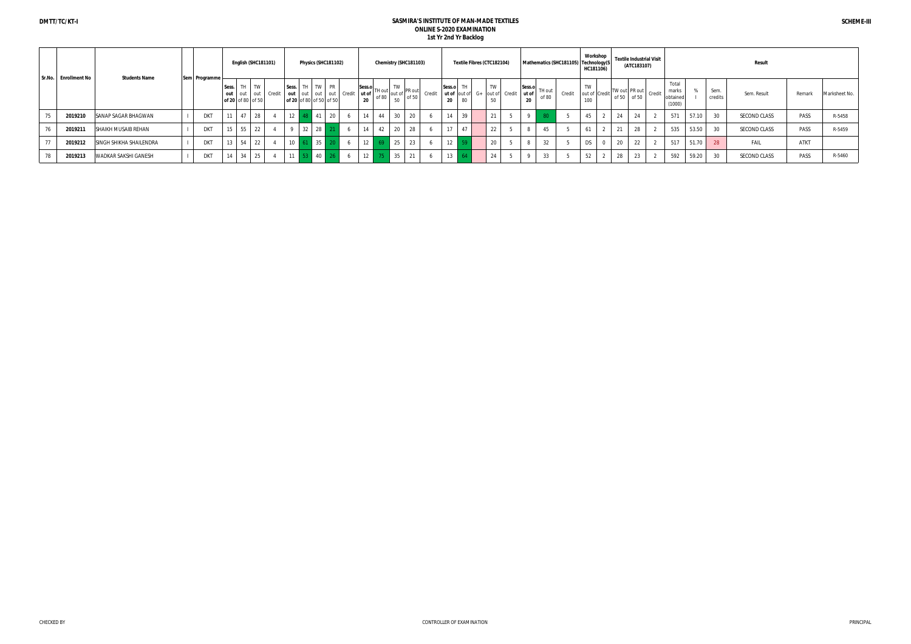DMTT/TC/KT-I

# SASMIRA'S INSTITUTE OF MAN-MADE TEXTILES
## ONLINE S-2020 EXAMINATION
### 1st Yr 2nd Yr Backlog

SCHEME-III

| Sr.No. | Enrollment No | Students Name | Sem | Programme | English (SHC181101) | | | | Physics (SHC181102) | | | | | Chemistry (SHC181103) | | | | | Textile Fibres (CTC182104) | | | | | Mathematics (SHC181105) | | | Workshop Technology(SHC181106) | | Textile Industrial Visit (ATC183107) | | | Result | | | | | | |
|---|---|---|---|---|---|---|---|---|---|---|---|---|---|---|---|---|---|---|---|---|---|---|---|---|---|---|---|---|---|---|---|---|---|---|---|---|---|
| | | | | | Sess. out of 20 | TH out of 80 | TW out of 50 | Credit | Sess. out of 20 | TH out of 80 | TW out of 50 | PR out of 50 | Credit | Sess.out of 20 | TH out of 80 | TW out of 50 | PR out of 50 | Credit | Sess.out of 20 | TH out of 80 | G+ | TW out of 50 | Credit | Sess.out of 20 | TH out of 80 | Credit | TW out of 100 | Credit | TW out of 50 | PR out of 50 | Credit | Total marks obtained (1000) | % I | Sem. credits | Sem. Result | Remark | Marksheet No. |
| 75 | 2019210 | SANAP SAGAR BHAGWAN | I | DKT | 11 | 47 | 28 | 4 | 12 | 48 | 41 | 20 | 6 | 14 | 44 | 30 | 20 | 6 | 14 | 39 | | 21 | 5 | 9 | 80 | 5 | 45 | 2 | 24 | 24 | 2 | 571 | 57.10 | 30 | SECOND CLASS | PASS | R-5458 |
| 76 | 2019211 | SHAIKH MUSAIB REHAN | I | DKT | 15 | 55 | 22 | 4 | 9 | 32 | 28 | 21 | 6 | 14 | 42 | 20 | 28 | 6 | 17 | 47 | | 22 | 5 | 8 | 45 | 5 | 61 | 2 | 21 | 28 | 2 | 535 | 53.50 | 30 | SECOND CLASS | PASS | R-5459 |
| 77 | 2019212 | SINGH SHIKHA SHAILENDRA | I | DKT | 13 | 54 | 22 | 4 | 10 | 61 | 35 | 20 | 6 | 12 | 69 | 25 | 23 | 6 | 12 | 59 | | 20 | 5 | 8 | 32 | 5 | DS | 0 | 20 | 22 | 2 | 517 | 51.70 | 28 | FAIL | ATKT | |
| 78 | 2019213 | WADKAR SAKSHI GANESH | I | DKT | 14 | 34 | 25 | 4 | 11 | 53 | 40 | 26 | 6 | 12 | 75 | 35 | 21 | 6 | 13 | 64 | | 24 | 5 | 9 | 33 | 5 | 52 | 2 | 28 | 23 | 2 | 592 | 59.20 | 30 | SECOND CLASS | PASS | R-5460 |

CHECKED BY

CONTROLLER OF EXAMINATION

PRINCIPAL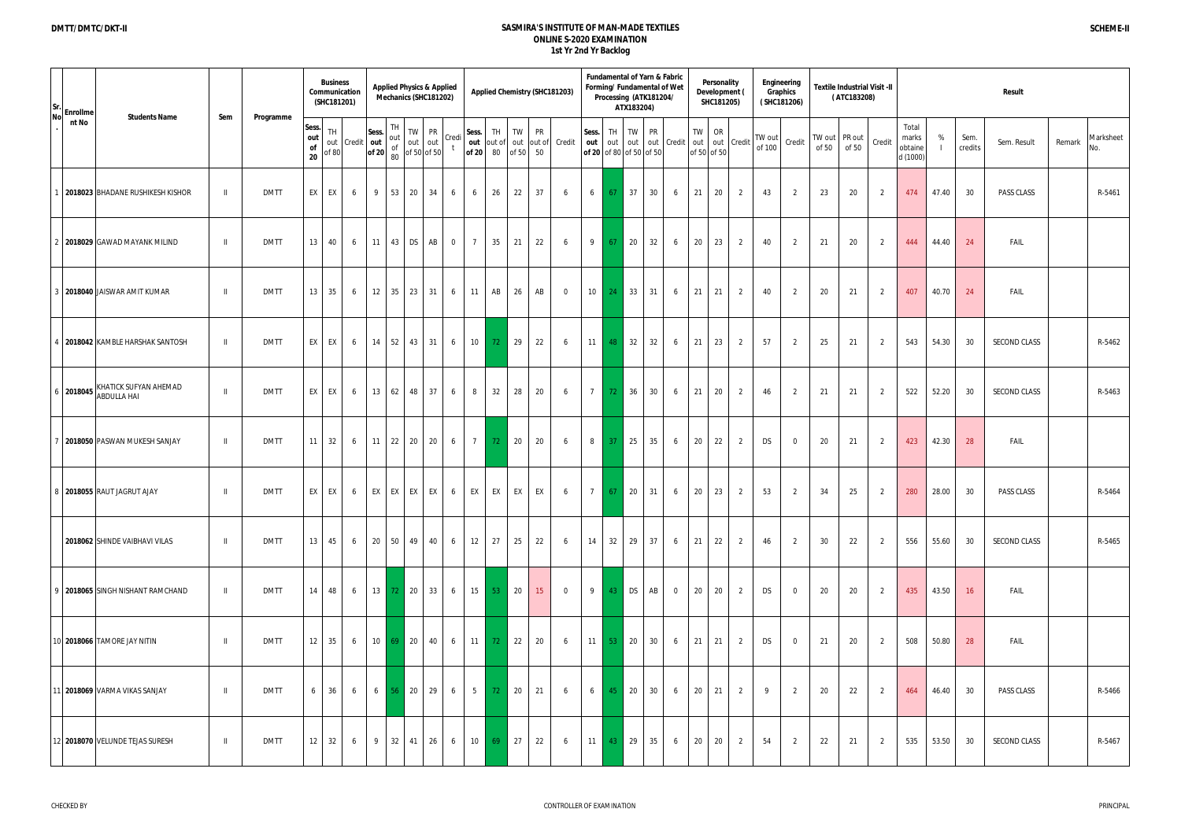DMTT/DMTC/DKT-II

# SASMIRA'S INSTITUTE OF MAN-MADE TEXTILES
## ONLINE S-2020 EXAMINATION
### 1st Yr 2nd Yr Backlog

SCHEME-II

| Sr. No. | Enrollment No | Students Name | Sem | Programme | Business Communication (SHC181201) | | | Applied Physics & Applied Mechanics (SHC181202) | | | | | Applied Chemistry (SHC181203) | | | | | Fundamental of Yarn & Fabric Forming/ Fundamental of Wet Processing (ATK181204/ ATK183204) | | | | | Personality Development ( SHC181205) | | | Engineering Graphics ( SHC181206) | | Textile Industrial Visit -II ( ATC183208) | | | Result | | | | | |
|---|---|---|---|---|---|---|---|---|---|---|---|---|---|---|---|---|---|---|---|---|---|---|---|---|---|---|---|---|---|---|---|---|---|---|---|---|
| | | | | | Sess. out of 20 | TH out of 80 | Credit | Sess. out of 20 | TH out of 80 | TW out of 50 | PR out of 50 | Credit | Sess. out of 20 | TH out of 80 | TW out of 50 | PR out of 50 | Credit | Sess. out of 20 | TH out of 80 | TW out of 50 | PR out of 50 | Credit | TW out of 50 | OR out of 50 | Credit | TW out of 100 | Credit | TW out of 50 | PR out of 50 | Credit | Total marks obtained (1000) | % | Sem. credits | Sem. Result | Remark | Marksheet No. |
| 1 | 2018023 | BHADANE RUSHIKESH KISHOR | II | DMTT | EX | EX | 6 | 9 | 53 | 20 | 34 | 6 | 6 | 26 | 22 | 37 | 6 | 6 | 67 | 37 | 30 | 6 | 21 | 20 | 2 | 43 | 2 | 23 | 20 | 2 | 474 | 47.40 | 30 | PASS CLASS | | R-5461 |
| 2 | 2018029 | GAWAD MAYANK MILIND | II | DMTT | 13 | 40 | 6 | 11 | 43 | DS | AB | 0 | 7 | 35 | 21 | 22 | 6 | 9 | 67 | 20 | 32 | 6 | 20 | 23 | 2 | 40 | 2 | 21 | 20 | 2 | 444 | 44.40 | 24 | FAIL | | |
| 3 | 2018040 | JAISWAR AMIT KUMAR | II | DMTT | 13 | 35 | 6 | 12 | 35 | 23 | 31 | 6 | 11 | AB | 26 | AB | 0 | 10 | 24 | 33 | 31 | 6 | 21 | 21 | 2 | 40 | 2 | 20 | 21 | 2 | 407 | 40.70 | 24 | FAIL | | |
| 4 | 2018042 | KAMBLE HARSHAK SANTOSH | II | DMTT | EX | EX | 6 | 14 | 52 | 43 | 31 | 6 | 10 | 72 | 29 | 22 | 6 | 11 | 48 | 32 | 32 | 6 | 21 | 23 | 2 | 57 | 2 | 25 | 21 | 2 | 543 | 54.30 | 30 | SECOND CLASS | | R-5462 |
| 6 | 2018045 | KHATICK SUFYAN AHEMAD ABDULLA HAI | II | DMTT | EX | EX | 6 | 13 | 62 | 48 | 37 | 6 | 8 | 32 | 28 | 20 | 6 | 7 | 72 | 36 | 30 | 6 | 21 | 20 | 2 | 46 | 2 | 21 | 21 | 2 | 522 | 52.20 | 30 | SECOND CLASS | | R-5463 |
| 7 | 2018050 | PASWAN MUKESH SANJAY | II | DMTT | 11 | 32 | 6 | 11 | 22 | 20 | 20 | 6 | 7 | 72 | 20 | 20 | 6 | 8 | 37 | 25 | 35 | 6 | 20 | 22 | 2 | DS | 0 | 20 | 21 | 2 | 423 | 42.30 | 28 | FAIL | | |
| 8 | 2018055 | RAUT JAGRUT AJAY | II | DMTT | EX | EX | 6 | EX | EX | EX | EX | 6 | EX | EX | EX | EX | 6 | 7 | 67 | 20 | 31 | 6 | 20 | 23 | 2 | 53 | 2 | 34 | 25 | 2 | 280 | 28.00 | 30 | PASS CLASS | | R-5464 |
| | 2018062 | SHINDE VAIBHAVI VILAS | II | DMTT | 13 | 45 | 6 | 20 | 50 | 49 | 40 | 6 | 12 | 27 | 25 | 22 | 6 | 14 | 32 | 29 | 37 | 6 | 21 | 22 | 2 | 46 | 2 | 30 | 22 | 2 | 556 | 55.60 | 30 | SECOND CLASS | | R-5465 |
| 9 | 2018065 | SINGH NISHANT RAMCHAND | II | DMTT | 14 | 48 | 6 | 13 | 72 | 20 | 33 | 6 | 15 | 53 | 20 | 15 | 0 | 9 | 43 | DS | AB | 0 | 20 | 20 | 2 | DS | 0 | 20 | 20 | 2 | 435 | 43.50 | 16 | FAIL | | |
| 10 | 2018066 | TAMORE JAY NITIN | II | DMTT | 12 | 35 | 6 | 10 | 69 | 20 | 40 | 6 | 11 | 72 | 22 | 20 | 6 | 11 | 53 | 20 | 30 | 6 | 21 | 21 | 2 | DS | 0 | 21 | 20 | 2 | 508 | 50.80 | 28 | FAIL | | |
| 11 | 2018069 | VARMA VIKAS SANJAY | II | DMTT | 6 | 36 | 6 | 6 | 56 | 20 | 29 | 6 | 5 | 72 | 20 | 21 | 6 | 6 | 45 | 20 | 30 | 6 | 20 | 21 | 2 | 9 | 2 | 20 | 22 | 2 | 464 | 46.40 | 30 | PASS CLASS | | R-5466 |
| 12 | 2018070 | VELUNDE TEJAS SURESH | II | DMTT | 12 | 32 | 6 | 9 | 32 | 41 | 26 | 6 | 10 | 69 | 27 | 22 | 6 | 11 | 43 | 29 | 35 | 6 | 20 | 20 | 2 | 54 | 2 | 22 | 21 | 2 | 535 | 53.50 | 30 | SECOND CLASS | | R-5467 |

CHECKED BY | CONTROLLER OF EXAMINATION | PRINCIPAL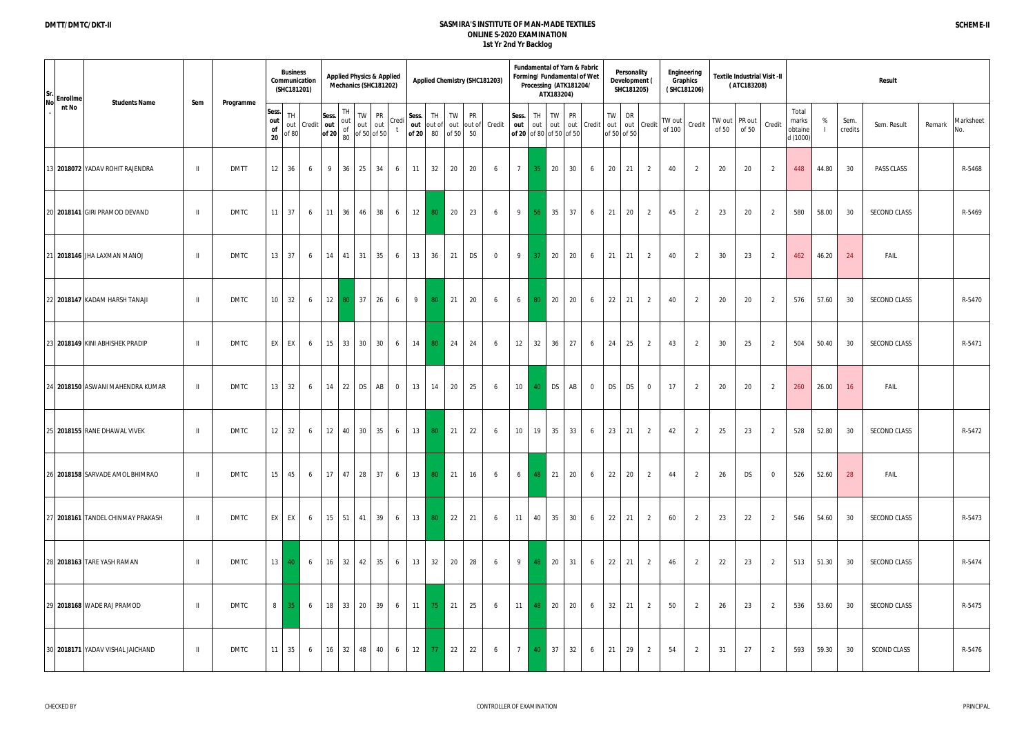DMTT/DMTC/DKT-II

# SASMIRA'S INSTITUTE OF MAN-MADE TEXTILES

## ONLINE S-2020 EXAMINATION

### 1st Yr 2nd Yr Backlog

SCHEME-II

| Sr. No. | Enrollment No | Students Name | Sem | Programme | Business Communication (SHC181201) | | | Applied Physics & Applied Mechanics (SHC181202) | | | | | Applied Chemistry (SHC181203) | | | | | Fundamental of Yarn & Fabric Forming/ Fundamental of Wet Processing (ATK181204/ ATX183204) | | | | | Personality Development ( SHC181205) | | | Engineering Graphics ( SHC181206) | | Textile Industrial Visit -II ( ATC183208) | | | Result | | | | | |
|---|---|---|---|---|---|---|---|---|---|---|---|---|---|---|---|---|---|---|---|---|---|---|---|---|---|---|---|---|---|---|---|---|---|---|---|---|
| | | | | | Sess. out of 20 | TH out of 80 | Credit | Sess. out of 20 | TH out of 80 | TW out of 50 | PR out of 50 | Credit | Sess. out of 20 | TH out of 80 | TW out of 50 | PR out of 50 | Credit | Sess. out of 20 | TH out of 80 | TW out of 50 | PR out of 50 | Credit | TW out of 50 | OR out of 50 | Credit | TW out of 100 | Credit | TW out of 50 | PR out of 50 | Credit | Total marks obtained (1000) | % | Sem. credits | Sem. Result | Remark | Marksheet No. |
| 13 | **2018072** | YADAV ROHIT RAJENDRA | II | DMTT | 12 | 36 | 6 | 9 | 36 | 25 | 34 | 6 | 11 | 32 | 20 | 20 | 6 | 7 | 35 | 20 | 30 | 6 | 20 | 21 | 2 | 40 | 2 | 20 | 20 | 2 | 448 | 44.80 | 30 | PASS CLASS | | R-5468 |
| 20 | **2018141** | GIRI PRAMOD DEVAND | II | DMTC | 11 | 37 | 6 | 11 | 36 | 46 | 38 | 6 | 12 | 80 | 20 | 23 | 6 | 9 | 56 | 35 | 37 | 6 | 21 | 20 | 2 | 45 | 2 | 23 | 20 | 2 | 580 | 58.00 | 30 | SECOND CLASS | | R-5469 |
| 21 | **2018146** | JHA LAXMAN MANOJ | II | DMTC | 13 | 37 | 6 | 14 | 41 | 31 | 35 | 6 | 13 | 36 | 21 | DS | 0 | 9 | 37 | 20 | 20 | 6 | 21 | 21 | 2 | 40 | 2 | 30 | 23 | 2 | 462 | 46.20 | 24 | FAIL | | |
| 22 | **2018147** | KADAM HARSH TANAJI | II | DMTC | 10 | 32 | 6 | 12 | 80 | 37 | 26 | 6 | 9 | 80 | 21 | 20 | 6 | 6 | 80 | 20 | 20 | 6 | 22 | 21 | 2 | 40 | 2 | 20 | 20 | 2 | 576 | 57.60 | 30 | SECOND CLASS | | R-5470 |
| 23 | **2018149** | KINI ABHISHEK PRADIP | II | DMTC | EX | EX | 6 | 15 | 33 | 30 | 30 | 6 | 14 | 80 | 24 | 24 | 6 | 12 | 32 | 36 | 27 | 6 | 24 | 25 | 2 | 43 | 2 | 30 | 25 | 2 | 504 | 50.40 | 30 | SECOND CLASS | | R-5471 |
| 24 | **2018150** | ASWANI MAHENDRA KUMAR | II | DMTC | 13 | 32 | 6 | 14 | 22 | DS | AB | 0 | 13 | 14 | 20 | 25 | 6 | 10 | 40 | DS | AB | 0 | DS | DS | 0 | 17 | 2 | 20 | 20 | 2 | 260 | 26.00 | 16 | FAIL | | |
| 25 | **2018155** | RANE DHAWAL VIVEK | II | DMTC | 12 | 32 | 6 | 12 | 40 | 30 | 35 | 6 | 13 | 80 | 21 | 22 | 6 | 10 | 19 | 35 | 33 | 6 | 23 | 21 | 2 | 42 | 2 | 25 | 23 | 2 | 528 | 52.80 | 30 | SECOND CLASS | | R-5472 |
| 26 | **2018158** | SARVADE AMOL BHIMRAO | II | DMTC | 15 | 45 | 6 | 17 | 47 | 28 | 37 | 6 | 13 | 80 | 21 | 16 | 6 | 6 | 48 | 21 | 20 | 6 | 22 | 20 | 2 | 44 | 2 | 26 | DS | 0 | 526 | 52.60 | 28 | FAIL | | |
| 27 | **2018161** | TANDEL CHINMAY PRAKASH | II | DMTC | EX | EX | 6 | 15 | 51 | 41 | 39 | 6 | 13 | 80 | 22 | 21 | 6 | 11 | 40 | 35 | 30 | 6 | 22 | 21 | 2 | 60 | 2 | 23 | 22 | 2 | 546 | 54.60 | 30 | SECOND CLASS | | R-5473 |
| 28 | **2018163** | TARE YASH RAMAN | II | DMTC | 13 | 40 | 6 | 16 | 32 | 42 | 35 | 6 | 13 | 32 | 20 | 28 | 6 | 9 | 48 | 20 | 31 | 6 | 22 | 21 | 2 | 46 | 2 | 22 | 23 | 2 | 513 | 51.30 | 30 | SECOND CLASS | | R-5474 |
| 29 | **2018168** | WADE RAJ PRAMOD | II | DMTC | 8 | 35 | 6 | 18 | 33 | 20 | 39 | 6 | 11 | 75 | 21 | 25 | 6 | 11 | 48 | 20 | 20 | 6 | 32 | 21 | 2 | 50 | 2 | 26 | 23 | 2 | 536 | 53.60 | 30 | SECOND CLASS | | R-5475 |
| 30 | **2018171** | YADAV VISHAL JAICHAND | II | DMTC | 11 | 35 | 6 | 16 | 32 | 48 | 40 | 6 | 12 | 77 | 22 | 22 | 6 | 7 | 40 | 37 | 32 | 6 | 21 | 29 | 2 | 54 | 2 | 31 | 27 | 2 | 593 | 59.30 | 30 | SCOND CLASS | | R-5476 |

CHECKED BY | CONTROLLER OF EXAMINATION | PRINCIPAL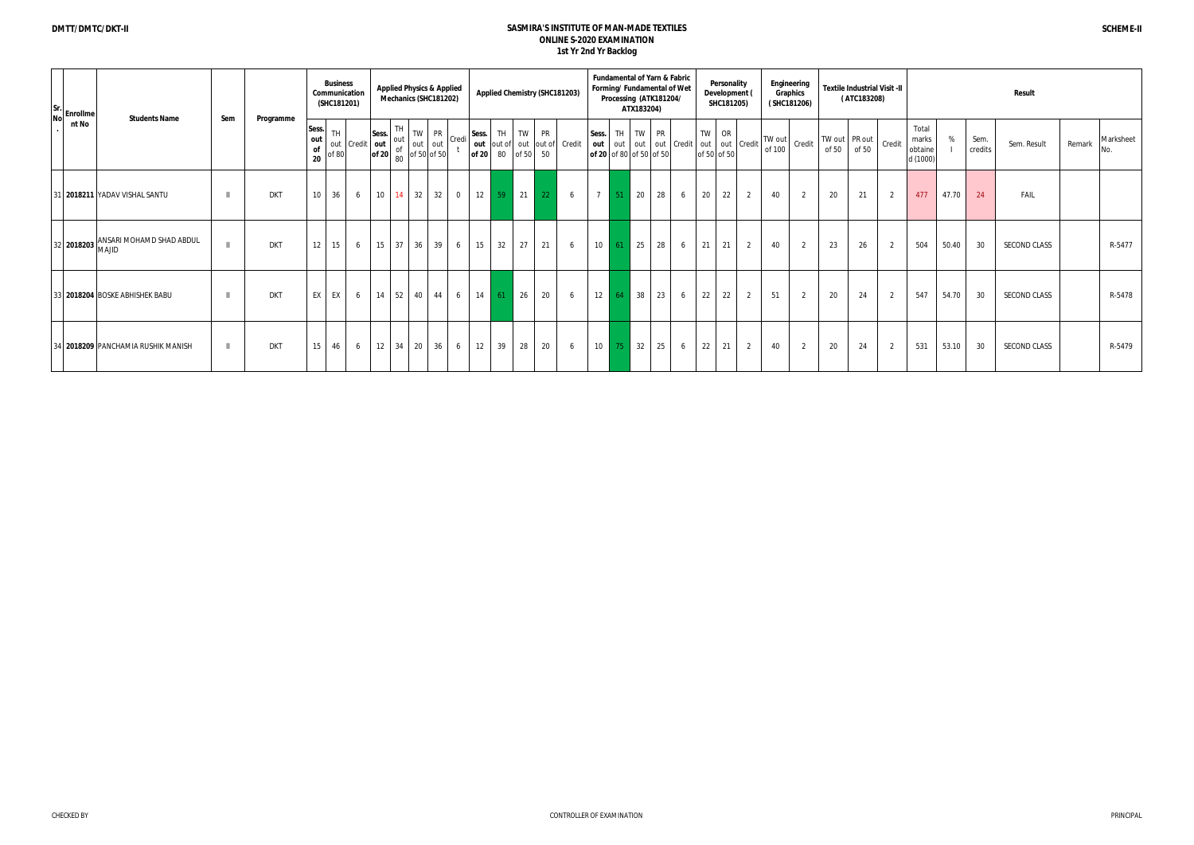DMTT/DMTC/DKT-II

**SCHEME-II**

# SASMIRA'S INSTITUTE OF MAN-MADE TEXTILES
## ONLINE S-2020 EXAMINATION
### 1st Yr 2nd Yr Backlog

| Sr. No. | Enrollment No | Students Name | Sem | Programme | Business Communication (SHC181201) | | | Applied Physics & Applied Mechanics (SHC181202) | | | | | Applied Chemistry (SHC181203) | | | | | Fundamental of Yarn & Fabric Forming/ Fundamental of Wet Processing (ATK181204/ ATX183204) | | | | | Personality Development ( SHC181205) | | | Engineering Graphics ( SHC181206) | | Textile Industrial Visit -II ( ATC183208) | | | Result | | | | | |
|---|---|---|---|---|---|---|---|---|---|---|---|---|---|---|---|---|---|---|---|---|---|---|---|---|---|---|---|---|---|---|---|---|---|---|---|---|
| | | | | | Sess. out of 20 | TH out of 80 | Credit | Sess. out of 20 | TH out of 80 | TW out of 50 | PR out of 50 | Credit | Sess. out of 20 | TH out of 80 | TW out of 50 | PR out of 50 | Credit | Sess. out of 20 | TH out of 80 | TW out of 50 | PR out of 50 | Credit | TW out of 50 | OR out of 50 | Credit | TW out of 100 | Credit | TW out of 50 | PR out of 50 | Credit | Total marks obtained (1000) | % | Sem. credits | Sem. Result | Remark | Marksheet No. |
| 31 | **2018211** | YADAV VISHAL SANTU | II | DKT | 10 | 36 | 6 | 10 | 14 | 32 | 32 | 0 | 12 | 59 | 21 | 22 | 6 | 7 | 51 | 20 | 28 | 6 | 20 | 22 | 2 | 40 | 2 | 20 | 21 | 2 | 477 | 47.70 | 24 | FAIL | | |
| 32 | **2018203** | ANSARI MOHAMD SHAD ABDUL MAJID | II | DKT | 12 | 15 | 6 | 15 | 37 | 36 | 39 | 6 | 15 | 32 | 27 | 21 | 6 | 10 | 61 | 25 | 28 | 6 | 21 | 21 | 2 | 40 | 2 | 23 | 26 | 2 | 504 | 50.40 | 30 | SECOND CLASS | | R-5477 |
| 33 | **2018204** | BOSKE ABHISHEK BABU | II | DKT | EX | EX | 6 | 14 | 52 | 40 | 44 | 6 | 14 | 61 | 26 | 20 | 6 | 12 | 64 | 38 | 23 | 6 | 22 | 22 | 2 | 51 | 2 | 20 | 24 | 2 | 547 | 54.70 | 30 | SECOND CLASS | | R-5478 |
| 34 | **2018209** | PANCHAMIA RUSHIK MANISH | II | DKT | 15 | 46 | 6 | 12 | 34 | 20 | 36 | 6 | 12 | 39 | 28 | 20 | 6 | 10 | 75 | 32 | 25 | 6 | 22 | 21 | 2 | 40 | 2 | 20 | 24 | 2 | 531 | 53.10 | 30 | SECOND CLASS | | R-5479 |

CHECKED BY | CONTROLLER OF EXAMINATION | PRINCIPAL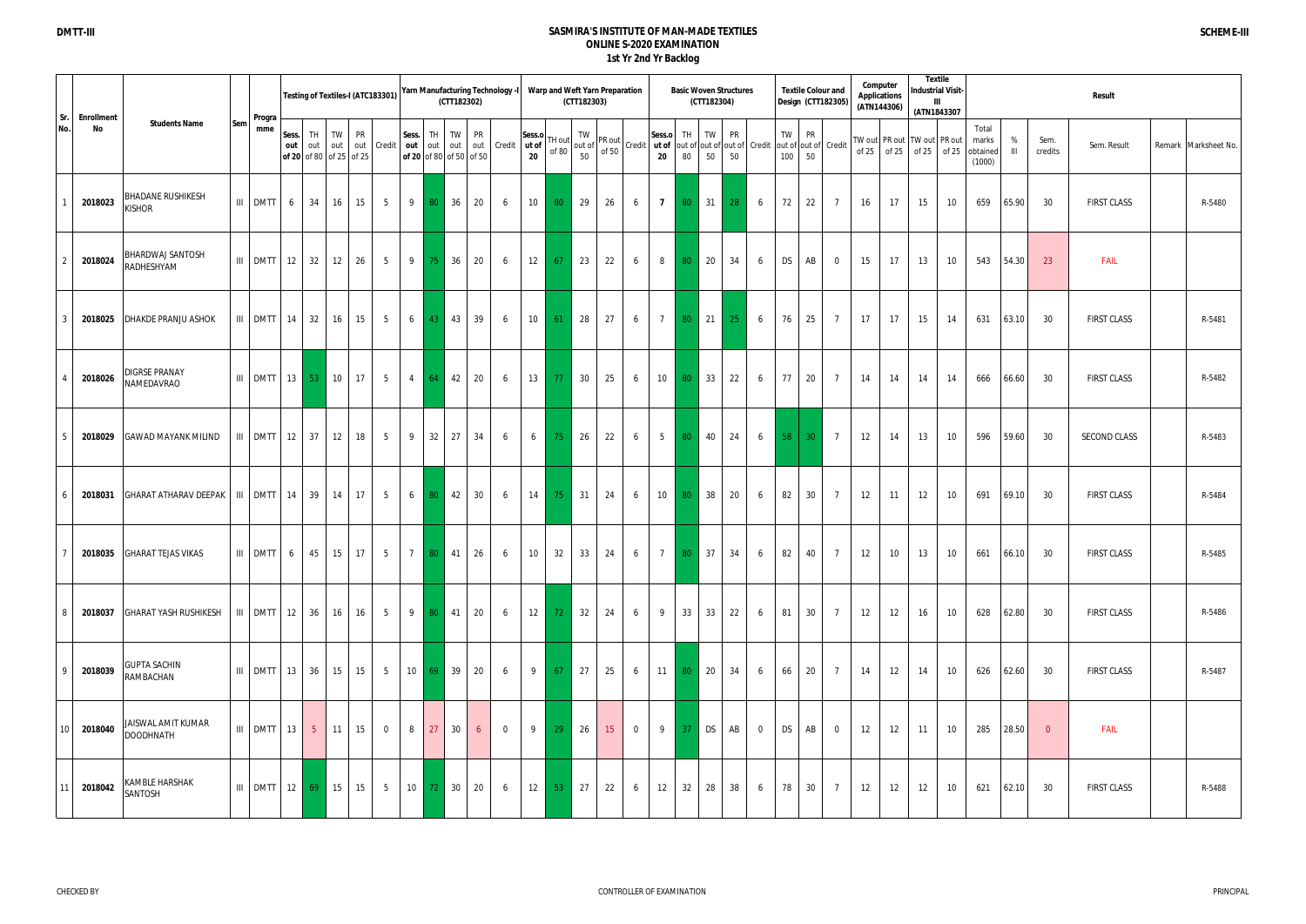DMTT-III

# SASMIRA'S INSTITUTE OF MAN-MADE TEXTILES
## ONLINE S-2020 EXAMINATION
### 1st Yr 2nd Yr Backlog

SCHEME-III

| Sr. No. | Enrollment No | Students Name | Sem | Programme | Testing of Textiles-I (ATC183301) | | | | | Yarn Manufacturing Technology -I (CTT182302) | | | | | Warp and Weft Yarn Preparation (CTT182303) | | | | | Basic Woven Structures (CTT182304) | | | | | Textile Colour and Design (CTT182305) | | | Computer Applications (ATN144306) | | Textile Industrial Visit-III (ATN1843307) | | Result | | | | | | |
|---|---|---|---|---|---|---|---|---|---|---|---|---|---|---|---|---|---|---|---|---|---|---|---|---|---|---|---|---|---|---|---|---|---|---|---|---|---|
| | | | | | Sess. out of 20 | TH out of 80 | TW out of 25 | PR out of 25 | Credit | Sess. out of 20 | TH out of 80 | TW out of 50 | PR out of 50 | Credit | Sess. out of 20 | TH out of 80 | TW out of 50 | PR out of 50 | Credit | Sess. out of 20 | TH out of 80 | TW out of 50 | PR out of 50 | Credit | TW out of 100 | PR out of 50 | Credit | TW out of 25 | PR out of 25 | TW out of 25 | PR out of 25 | Total marks obtained (1000) | % III | Sem. credits | Sem. Result | Remark | Marksheet No. |
| 1 | 2018023 | BHADANE RUSHIKESH KISHOR | III | DMTT | 6 | 34 | 16 | 15 | 5 | 9 | 80 | 36 | 20 | 6 | 10 | 80 | 29 | 26 | 6 | 7 | 80 | 31 | 28 | 6 | 72 | 22 | 7 | 16 | 17 | 15 | 10 | 659 | 65.90 | 30 | FIRST CLASS | | R-5480 |
| 2 | 2018024 | BHARDWAJ SANTOSH RADHESHYAM | III | DMTT | 12 | 32 | 12 | 26 | 5 | 9 | 75 | 36 | 20 | 6 | 12 | 67 | 23 | 22 | 6 | 8 | 80 | 20 | 34 | 6 | DS | AB | 0 | 15 | 17 | 13 | 10 | 543 | 54.30 | 23 | FAIL | | |
| 3 | 2018025 | DHAKDE PRANJU ASHOK | III | DMTT | 14 | 32 | 16 | 15 | 5 | 6 | 43 | 43 | 39 | 6 | 10 | 61 | 28 | 27 | 6 | 7 | 80 | 21 | 25 | 6 | 76 | 25 | 7 | 17 | 17 | 15 | 14 | 631 | 63.10 | 30 | FIRST CLASS | | R-5481 |
| 4 | 2018026 | DIGRSE PRANAY NAMEDAVRAO | III | DMTT | 13 | 53 | 10 | 17 | 5 | 4 | 64 | 42 | 20 | 6 | 13 | 77 | 30 | 25 | 6 | 10 | 80 | 33 | 22 | 6 | 77 | 20 | 7 | 14 | 14 | 14 | 14 | 666 | 66.60 | 30 | FIRST CLASS | | R-5482 |
| 5 | 2018029 | GAWAD MAYANK MILIND | III | DMTT | 12 | 37 | 12 | 18 | 5 | 9 | 32 | 27 | 34 | 6 | 6 | 75 | 26 | 22 | 6 | 5 | 80 | 40 | 24 | 6 | 58 | 30 | 7 | 12 | 14 | 13 | 10 | 596 | 59.60 | 30 | SECOND CLASS | | R-5483 |
| 6 | 2018031 | GHARAT ATHARAV DEEPAK | III | DMTT | 14 | 39 | 14 | 17 | 5 | 6 | 80 | 42 | 30 | 6 | 14 | 75 | 31 | 24 | 6 | 10 | 80 | 38 | 20 | 6 | 82 | 30 | 7 | 12 | 11 | 12 | 10 | 691 | 69.10 | 30 | FIRST CLASS | | R-5484 |
| 7 | 2018035 | GHARAT TEJAS VIKAS | III | DMTT | 6 | 45 | 15 | 17 | 5 | 7 | 80 | 41 | 26 | 6 | 10 | 32 | 33 | 24 | 6 | 7 | 80 | 37 | 34 | 6 | 82 | 40 | 7 | 12 | 10 | 13 | 10 | 661 | 66.10 | 30 | FIRST CLASS | | R-5485 |
| 8 | 2018037 | GHARAT YASH RUSHIKESH | III | DMTT | 12 | 36 | 16 | 16 | 5 | 9 | 80 | 41 | 20 | 6 | 12 | 72 | 32 | 24 | 6 | 9 | 33 | 33 | 22 | 6 | 81 | 30 | 7 | 12 | 12 | 16 | 10 | 628 | 62.80 | 30 | FIRST CLASS | | R-5486 |
| 9 | 2018039 | GUPTA SACHIN RAMBACHAN | III | DMTT | 13 | 36 | 15 | 15 | 5 | 10 | 69 | 39 | 20 | 6 | 9 | 67 | 27 | 25 | 6 | 11 | 80 | 20 | 34 | 6 | 66 | 20 | 7 | 14 | 12 | 14 | 10 | 626 | 62.60 | 30 | FIRST CLASS | | R-5487 |
| 10 | 2018040 | JAISWAL AMIT KUMAR DOODHNATH | III | DMTT | 13 | 5 | 11 | 15 | 0 | 8 | 27 | 30 | 6 | 0 | 9 | 29 | 26 | 15 | 0 | 9 | 37 | DS | AB | 0 | DS | AB | 0 | 12 | 12 | 11 | 10 | 285 | 28.50 | 0 | FAIL | | |
| 11 | 2018042 | KAMBLE HARSHAK SANTOSH | III | DMTT | 12 | 69 | 15 | 15 | 5 | 10 | 72 | 30 | 20 | 6 | 12 | 53 | 27 | 22 | 6 | 12 | 32 | 28 | 38 | 6 | 78 | 30 | 7 | 12 | 12 | 12 | 10 | 621 | 62.10 | 30 | FIRST CLASS | | R-5488 |

CHECKED BY

CONTROLLER OF EXAMINATION

PRINCIPAL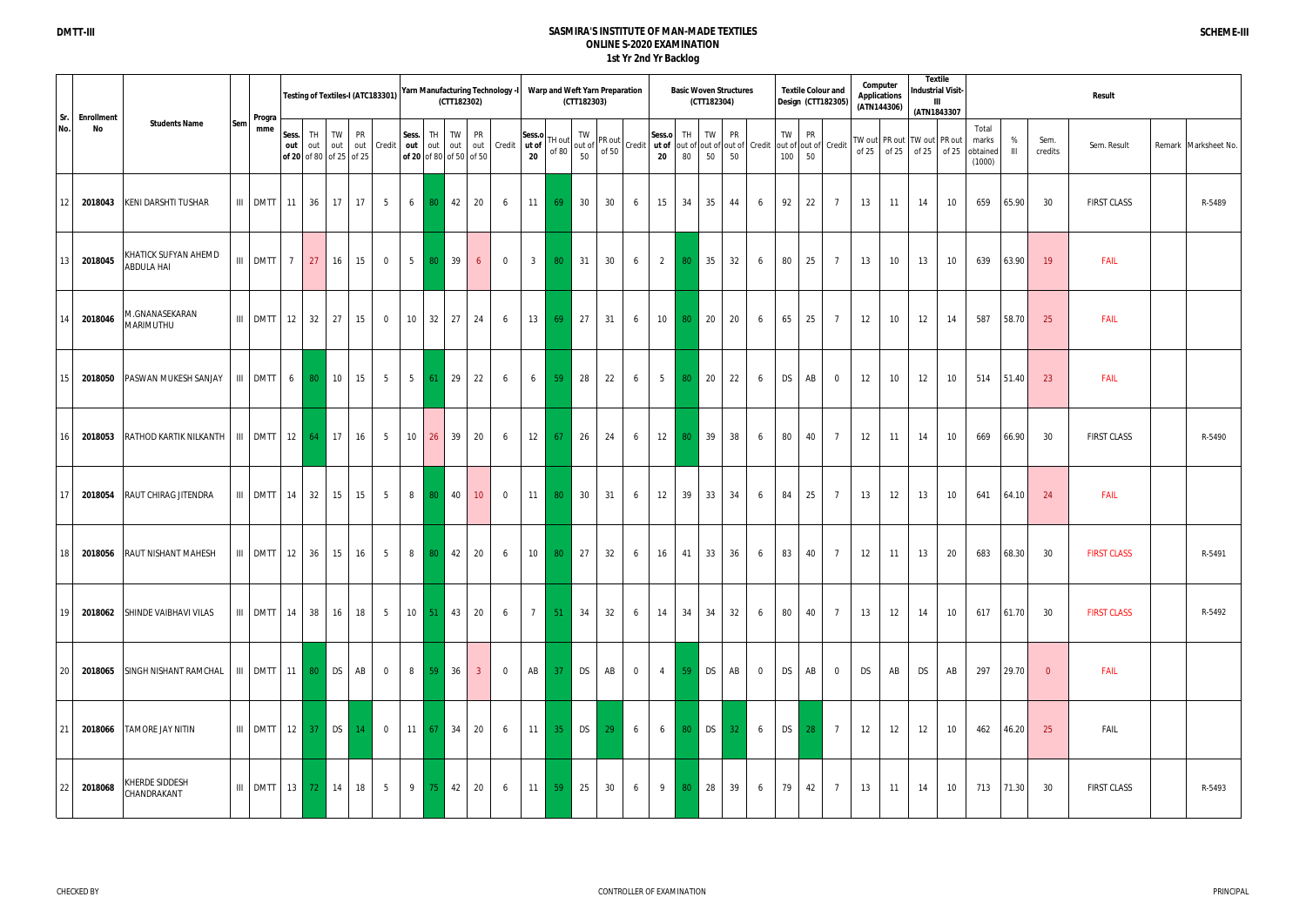# SASMIRA'S INSTITUTE OF MAN-MADE TEXTILES
## ONLINE S-2020 EXAMINATION
### 1st Yr 2nd Yr Backlog

DMTT-III | SCHEME-III

| Sr. No. | Enrollment No | Students Name | Sem | Programme | Testing of Textiles-I (ATC183301) | | | | | Yarn Manufacturing Technology -I (CTT182302) | | | | | Warp and Weft Yarn Preparation (CTT182303) | | | | | Basic Woven Structures (CTT182304) | | | | | Textile Colour and Design (CTT182305) | | | Computer Applications (ATN144306) | | Textile Industrial Visit-III (ATN1843307) | | Result | | | | | |
|---|---|---|---|---|---|---|---|---|---|---|---|---|---|---|---|---|---|---|---|---|---|---|---|---|---|---|---|---|---|---|---|---|---|---|---|---|---|
| | | | | | Sess. out of 20 | TH out of 80 | TW out of 25 | PR out of 25 | Credit | Sess. out of 20 | TH out of 80 | TW out of 50 | PR out of 50 | Credit | Sess.out of 20 | TH out of 80 | TW out of 50 | PR out of 50 | Credit | Sess.out of 20 | TH out of 80 | TW out of 50 | PR out of 50 | Credit | TW out of 100 | PR out of 50 | Credit | TW out of 25 | PR out of 25 | TW out of 25 | PR out of 25 | Total marks obtained (1000) | % III | Sem. credits | Sem. Result | Remark | Marksheet No. |
| 12 | 2018043 | KENI DARSHTI TUSHAR | III | DMTT | 11 | 36 | 17 | 17 | 5 | 6 | 80 | 42 | 20 | 6 | 11 | 69 | 30 | 30 | 6 | 15 | 34 | 35 | 44 | 6 | 92 | 22 | 7 | 13 | 11 | 14 | 10 | 659 | 65.90 | 30 | FIRST CLASS | | R-5489 |
| 13 | 2018045 | KHATICK SUFYAN AHEMD ABDULA HAI | III | DMTT | 7 | 27 | 16 | 15 | 0 | 5 | 80 | 39 | 6 | 0 | 3 | 80 | 31 | 30 | 6 | 2 | 80 | 35 | 32 | 6 | 80 | 25 | 7 | 13 | 10 | 13 | 10 | 639 | 63.90 | 19 | FAIL | | |
| 14 | 2018046 | M.GNANASEKARAN MARIMUTHU | III | DMTT | 12 | 32 | 27 | 15 | 0 | 10 | 32 | 27 | 24 | 6 | 13 | 69 | 27 | 31 | 6 | 10 | 80 | 20 | 20 | 6 | 65 | 25 | 7 | 12 | 10 | 12 | 14 | 587 | 58.70 | 25 | FAIL | | |
| 15 | 2018050 | PASWAN MUKESH SANJAY | III | DMTT | 6 | 80 | 10 | 15 | 5 | 5 | 61 | 29 | 22 | 6 | 6 | 59 | 28 | 22 | 6 | 5 | 80 | 20 | 22 | 6 | DS | AB | 0 | 12 | 10 | 12 | 10 | 514 | 51.40 | 23 | FAIL | | |
| 16 | 2018053 | RATHOD KARTIK NILKANTH | III | DMTT | 12 | 64 | 17 | 16 | 5 | 10 | 26 | 39 | 20 | 6 | 12 | 67 | 26 | 24 | 6 | 12 | 80 | 39 | 38 | 6 | 80 | 40 | 7 | 12 | 11 | 14 | 10 | 669 | 66.90 | 30 | FIRST CLASS | | R-5490 |
| 17 | 2018054 | RAUT CHIRAG JITENDRA | III | DMTT | 14 | 32 | 15 | 15 | 5 | 8 | 80 | 40 | 10 | 0 | 11 | 80 | 30 | 31 | 6 | 12 | 39 | 33 | 34 | 6 | 84 | 25 | 7 | 13 | 12 | 13 | 10 | 641 | 64.10 | 24 | FAIL | | |
| 18 | 2018056 | RAUT NISHANT MAHESH | III | DMTT | 12 | 36 | 15 | 16 | 5 | 8 | 80 | 42 | 20 | 6 | 10 | 80 | 27 | 32 | 6 | 16 | 41 | 33 | 36 | 6 | 83 | 40 | 7 | 12 | 11 | 13 | 20 | 683 | 68.30 | 30 | FIRST CLASS | | R-5491 |
| 19 | 2018062 | SHINDE VAIBHAVI VILAS | III | DMTT | 14 | 38 | 16 | 18 | 5 | 10 | 51 | 43 | 20 | 6 | 7 | 51 | 34 | 32 | 6 | 14 | 34 | 34 | 32 | 6 | 80 | 40 | 7 | 13 | 12 | 14 | 10 | 617 | 61.70 | 30 | FIRST CLASS | | R-5492 |
| 20 | 2018065 | SINGH NISHANT RAMCHAL | III | DMTT | 11 | 80 | DS | AB | 0 | 8 | 59 | 36 | 3 | 0 | AB | 37 | DS | AB | 0 | 4 | 59 | DS | AB | 0 | DS | AB | 0 | DS | AB | DS | AB | 297 | 29.70 | 0 | FAIL | | |
| 21 | 2018066 | TAMORE JAY NITIN | III | DMTT | 12 | 37 | DS | 14 | 0 | 11 | 67 | 34 | 20 | 6 | 11 | 35 | DS | 29 | 6 | 6 | 80 | DS | 32 | 6 | DS | 28 | 7 | 12 | 12 | 12 | 10 | 462 | 46.20 | 25 | FAIL | | |
| 22 | 2018068 | KHERDE SIDDESH CHANDRAKANT | III | DMTT | 13 | 72 | 14 | 18 | 5 | 9 | 75 | 42 | 20 | 6 | 11 | 59 | 25 | 30 | 6 | 9 | 80 | 28 | 39 | 6 | 79 | 42 | 7 | 13 | 11 | 14 | 10 | 713 | 71.30 | 30 | FIRST CLASS | | R-5493 |

CHECKED BY | CONTROLLER OF EXAMINATION | PRINCIPAL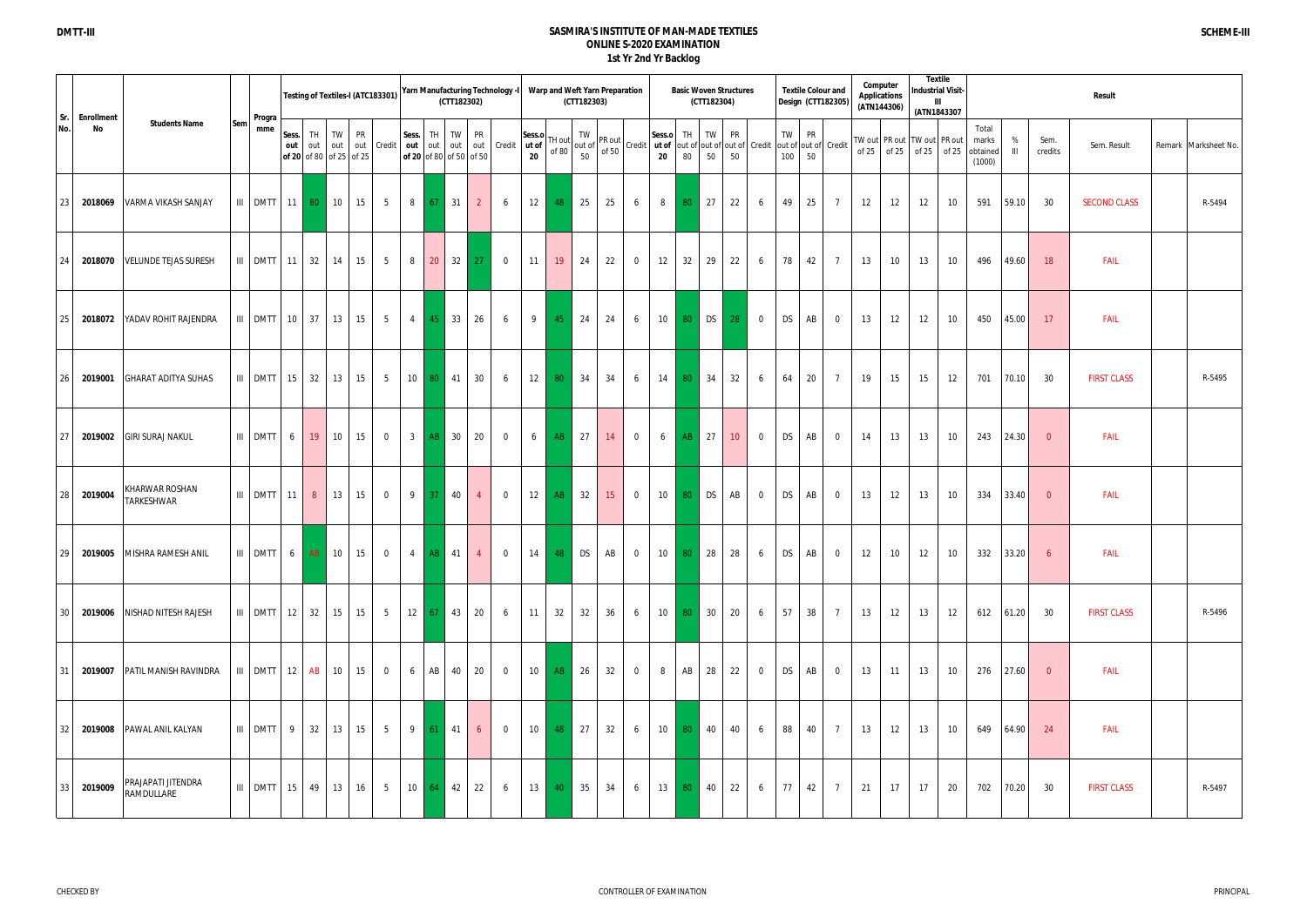DMTT-III

# SASMIRA'S INSTITUTE OF MAN-MADE TEXTILES
## ONLINE S-2020 EXAMINATION
### 1st Yr 2nd Yr Backlog

SCHEME-III

| Sr. No. | Enrollment No | Students Name | Sem | Programme | Testing of Textiles-I (ATC183301) | | | | | Yarn Manufacturing Technology -I (CTT182302) | | | | | Warp and Weft Yarn Preparation (CTT182303) | | | | | Basic Woven Structures (CTT182304) | | | | | Textile Colour and Design (CTT182305) | | | Computer Applications (ATN144306) | | Textile Industrial Visit-III (ATN1843307) | | Result | | | | | |
|---|---|---|---|---|---|---|---|---|---|---|---|---|---|---|---|---|---|---|---|---|---|---|---|---|---|---|---|---|---|---|---|---|---|---|---|---|---|
| | | | | | Sess. out of 20 | TH out of 80 | TW out of 25 | PR out of 25 | Credit | Sess. out of 20 | TH out of 80 | TW out of 50 | PR out of 50 | Credit | Sess.out of 20 | TH out of 80 | TW out of 50 | PR out of 50 | Credit | Sess.out of 20 | TH out of 80 | TW out of 50 | PR out of 50 | Credit | TW out of 100 | PR out of 50 | Credit | TW out of 25 | PR out of 25 | TW out of 25 | PR out of 25 | Total marks obtained (1000) | % III | Sem. credits | Sem. Result | Remark | Marksheet No. |
| 23 | 2018069 | VARMA VIKASH SANJAY | III | DMTT | 11 | 80 | 10 | 15 | 5 | 8 | 67 | 31 | 2 | 6 | 12 | 48 | 25 | 25 | 6 | 8 | 80 | 27 | 22 | 6 | 49 | 25 | 7 | 12 | 12 | 12 | 10 | 591 | 59.10 | 30 | SECOND CLASS | | R-5494 |
| 24 | 2018070 | VELUNDE TEJAS SURESH | III | DMTT | 11 | 32 | 14 | 15 | 5 | 8 | 20 | 32 | 27 | 0 | 11 | 19 | 24 | 22 | 0 | 12 | 32 | 29 | 22 | 6 | 78 | 42 | 7 | 13 | 10 | 13 | 10 | 496 | 49.60 | 18 | FAIL | | |
| 25 | 2018072 | YADAV ROHIT RAJENDRA | III | DMTT | 10 | 37 | 13 | 15 | 5 | 4 | 45 | 33 | 26 | 6 | 9 | 45 | 24 | 24 | 6 | 10 | 80 | DS | 28 | 0 | DS | AB | 0 | 13 | 12 | 12 | 10 | 450 | 45.00 | 17 | FAIL | | |
| 26 | 2019001 | GHARAT ADITYA SUHAS | III | DMTT | 15 | 32 | 13 | 15 | 5 | 10 | 80 | 41 | 30 | 6 | 12 | 80 | 34 | 34 | 6 | 14 | 80 | 34 | 32 | 6 | 64 | 20 | 7 | 19 | 15 | 15 | 12 | 701 | 70.10 | 30 | FIRST CLASS | | R-5495 |
| 27 | 2019002 | GIRI SURAJ NAKUL | III | DMTT | 6 | 19 | 10 | 15 | 0 | 3 | AB | 30 | 20 | 0 | 6 | AB | 27 | 14 | 0 | 6 | AB | 27 | 10 | 0 | DS | AB | 0 | 14 | 13 | 13 | 10 | 243 | 24.30 | 0 | FAIL | | |
| 28 | 2019004 | KHARWAR ROSHAN TARKESHWAR | III | DMTT | 11 | 8 | 13 | 15 | 0 | 9 | 37 | 40 | 4 | 0 | 12 | AB | 32 | 15 | 0 | 10 | 80 | DS | AB | 0 | DS | AB | 0 | 13 | 12 | 13 | 10 | 334 | 33.40 | 0 | FAIL | | |
| 29 | 2019005 | MISHRA RAMESH ANIL | III | DMTT | 6 | AB | 10 | 15 | 0 | 4 | AB | 41 | 4 | 0 | 14 | 48 | DS | AB | 0 | 10 | 80 | 28 | 28 | 6 | DS | AB | 0 | 12 | 10 | 12 | 10 | 332 | 33.20 | 6 | FAIL | | |
| 30 | 2019006 | NISHAD NITESH RAJESH | III | DMTT | 12 | 32 | 15 | 15 | 5 | 12 | 67 | 43 | 20 | 6 | 11 | 32 | 32 | 36 | 6 | 10 | 80 | 30 | 20 | 6 | 57 | 38 | 7 | 13 | 12 | 13 | 12 | 612 | 61.20 | 30 | FIRST CLASS | | R-5496 |
| 31 | 2019007 | PATIL MANISH RAVINDRA | III | DMTT | 12 | AB | 10 | 15 | 0 | 6 | AB | 40 | 20 | 0 | 10 | AB | 26 | 32 | 0 | 8 | AB | 28 | 22 | 0 | DS | AB | 0 | 13 | 11 | 13 | 10 | 276 | 27.60 | 0 | FAIL | | |
| 32 | 2019008 | PAWAL ANIL KALYAN | III | DMTT | 9 | 32 | 13 | 15 | 5 | 9 | 61 | 41 | 6 | 0 | 10 | 48 | 27 | 32 | 6 | 10 | 80 | 40 | 40 | 6 | 88 | 40 | 7 | 13 | 12 | 13 | 10 | 649 | 64.90 | 24 | FAIL | | |
| 33 | 2019009 | PRAJAPATI JITENDRA RAMDULLARE | III | DMTT | 15 | 49 | 13 | 16 | 5 | 10 | 64 | 42 | 22 | 6 | 13 | 40 | 35 | 34 | 6 | 13 | 80 | 40 | 22 | 6 | 77 | 42 | 7 | 21 | 17 | 17 | 20 | 702 | 70.20 | 30 | FIRST CLASS | | R-5497 |

CHECKED BY | CONTROLLER OF EXAMINATION | PRINCIPAL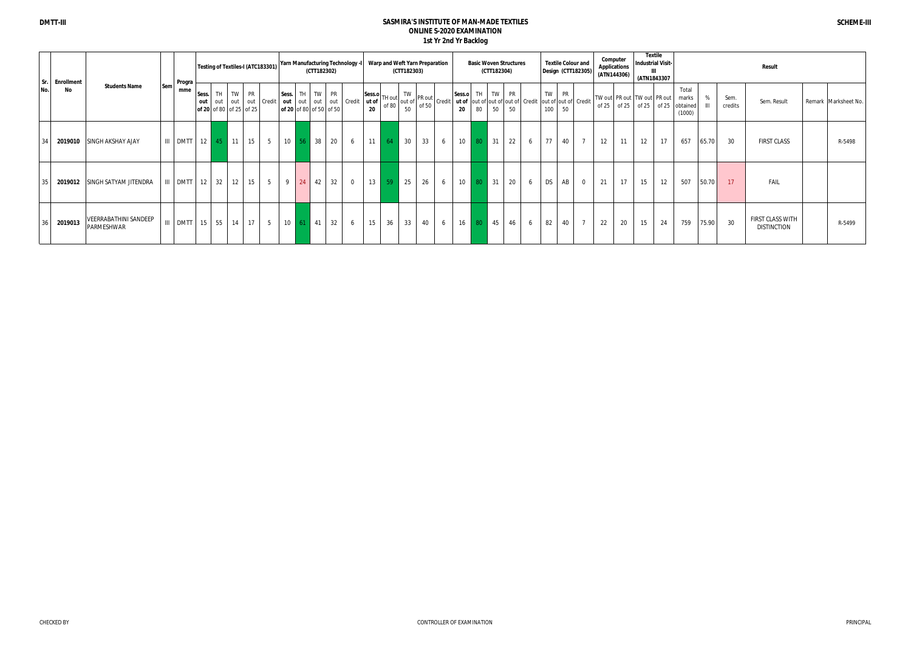**DMTT-III** | **SCHEME-III**

# SASMIRA'S INSTITUTE OF MAN-MADE TEXTILES
## ONLINE S-2020 EXAMINATION
### 1st Yr 2nd Yr Backlog

| Sr. No. | Enrollment No | Students Name | Sem | Programme | Testing of Textiles-I (ATC183301) | | | | | Yarn Manufacturing Technology -I (CTT182302) | | | | | Warp and Weft Yarn Preparation (CTT182303) | | | | | Basic Woven Structures (CTT182304) | | | | | Textile Colour and Design (CTT182305) | | | Computer Applications (ATN144306) | | Textile Industrial Visit-III (ATN1843307) | | Result | | | | | |
|---|---|---|---|---|---|---|---|---|---|---|---|---|---|---|---|---|---|---|---|---|---|---|---|---|---|---|---|---|---|---|---|---|---|---|---|---|---|
| | | | | | Sess. out of 20 | TH out of 80 | TW out of 25 | PR out of 25 | Credit | Sess. out of 20 | TH out of 80 | TW out of 50 | PR out of 50 | Credit | Sess.out of 20 | TH out of 80 | TW out of 50 | PR out of 50 | Credit | Sess.out of 20 | TH out of 80 | TW out of 50 | PR out of 50 | Credit | TW out of 100 | PR out of 50 | Credit | TW out of 25 | PR out of 25 | TW out of 25 | PR out of 25 | Total marks obtained (1000) | % III | Sem. credits | Sem. Result | Remark | Marksheet No. |
| 34 | 2019010 | SINGH AKSHAY AJAY | III | DMTT | 12 | 45 | 11 | 15 | 5 | 10 | 56 | 38 | 20 | 6 | 11 | 64 | 30 | 33 | 6 | 10 | 80 | 31 | 22 | 6 | 77 | 40 | 7 | 12 | 11 | 12 | 17 | 657 | 65.70 | 30 | FIRST CLASS | | R-5498 |
| 35 | 2019012 | SINGH SATYAM JITENDRA | III | DMTT | 12 | 32 | 12 | 15 | 5 | 9 | 24 | 42 | 32 | 0 | 13 | 59 | 25 | 26 | 6 | 10 | 80 | 31 | 20 | 6 | DS | AB | 0 | 21 | 17 | 15 | 12 | 507 | 50.70 | 17 | FAIL | | |
| 36 | 2019013 | VEERRABATHINI SANDEEP PARMESHWAR | III | DMTT | 15 | 55 | 14 | 17 | 5 | 10 | 61 | 41 | 32 | 6 | 15 | 36 | 33 | 40 | 6 | 16 | 80 | 45 | 46 | 6 | 82 | 40 | 7 | 22 | 20 | 15 | 24 | 759 | 75.90 | 30 | FIRST CLASS WITH DISTINCTION | | R-5499 |

CHECKED BY | CONTROLLER OF EXAMINATION | PRINCIPAL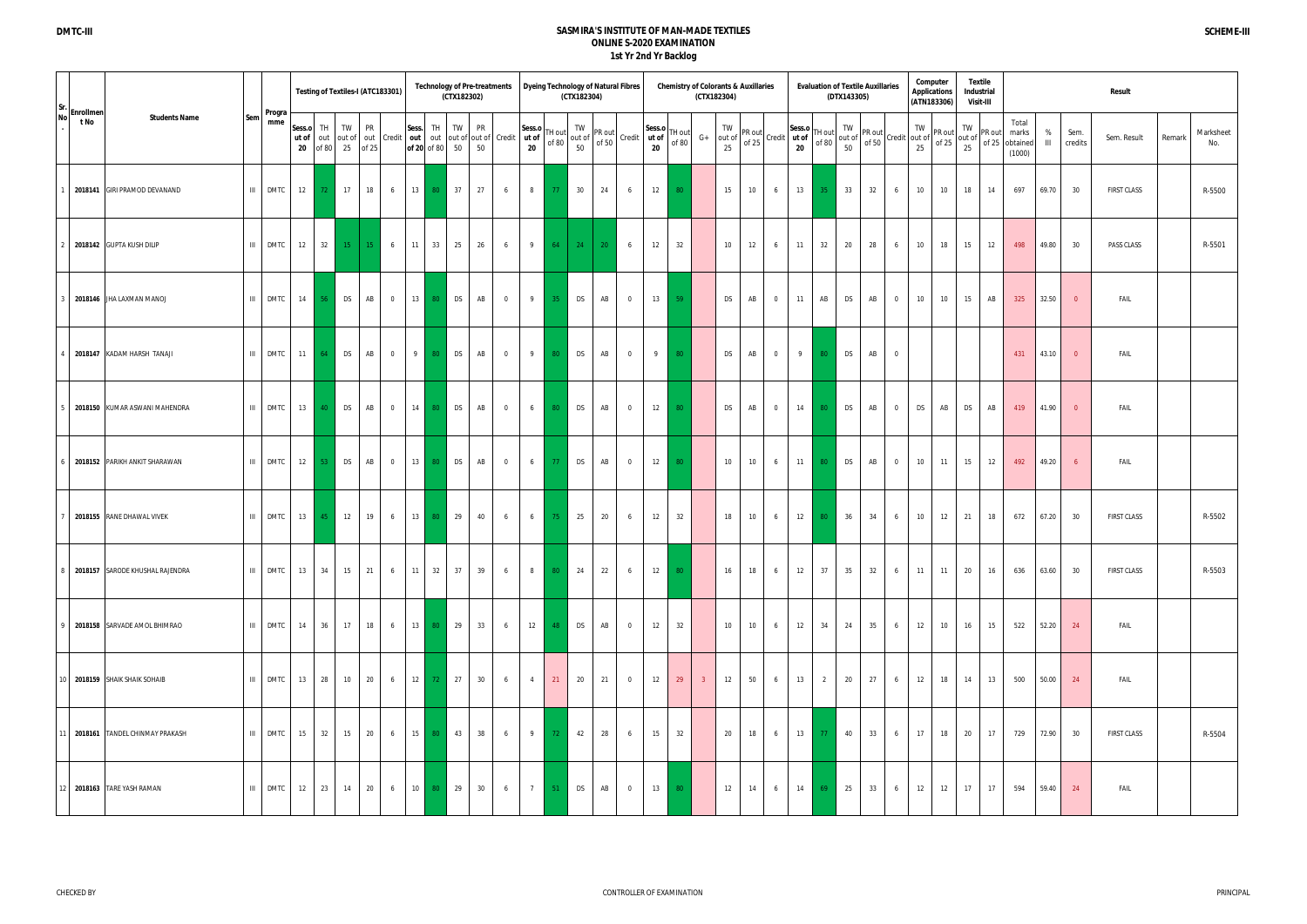# SASMIRA'S INSTITUTE OF MAN-MADE TEXTILES

## ONLINE S-2020 EXAMINATION

### 1st Yr 2nd Yr Backlog

| Sr. No. | Enrollment No | Students Name | Sem | Programme | Testing of Textiles-I (ATC183301) | | | | | Technology of Pre-treatments (CTX182302) | | | | | Dyeing Technology of Natural Fibres (CTX182304) | | | | | Chemistry of Colorants & Auxillaries (CTX182304) | | | | | | Evaluation of Textile Auxillaries (DTX143305) | | | | | Computer Applications (ATN183306) | | Textile Industrial Visit-III | | Result | | | | | |
|---|---|---|---|---|---|---|---|---|---|---|---|---|---|---|---|---|---|---|---|---|---|---|---|---|---|---|---|---|---|---|---|---|---|---|---|---|---|---|---|---|
| | | | | | Sess.out of 20 | TH out of 80 | TW out of 25 | PR out of 25 | Credit | Sess. out of 20 | TH out of 80 | TW out of 50 | PR out of 50 | Credit | Sess.out of 20 | TH out of 80 | TW out of 50 | PR out of 50 | Credit | Sess.out of 20 | TH out of 80 | G+ | TW out of 25 | PR out of 25 | Credit | Sess.out of 20 | TH out of 80 | TW out of 50 | PR out of 50 | Credit | TW out of 25 | PR out of 25 | TW out of 25 | PR out of 25 | Total marks obtained (1000) | % III | Sem. credits | Sem. Result | Remark | Marksheet No. |
| 1 | 2018141 | GIRI PRAMOD DEVANAND | III | DMTC | 12 | 72 | 17 | 18 | 6 | 13 | 80 | 37 | 27 | 6 | 8 | 77 | 30 | 24 | 6 | 12 | 80 | | 15 | 10 | 6 | 13 | 35 | 33 | 32 | 6 | 10 | 10 | 18 | 14 | 697 | 69.70 | 30 | FIRST CLASS | | R-5500 |
| 2 | 2018142 | GUPTA KUSH DILIP | III | DMTC | 12 | 32 | 15 | 15 | 6 | 11 | 33 | 25 | 26 | 6 | 9 | 64 | 24 | 20 | 6 | 12 | 32 | | 10 | 12 | 6 | 11 | 32 | 20 | 28 | 6 | 10 | 18 | 15 | 12 | 498 | 49.80 | 30 | PASS CLASS | | R-5501 |
| 3 | 2018146 | JHA LAXMAN MANOJ | III | DMTC | 14 | 56 | DS | AB | 0 | 13 | 80 | DS | AB | 0 | 9 | 35 | DS | AB | 0 | 13 | 59 | | DS | AB | 0 | 11 | AB | DS | AB | 0 | 10 | 10 | 15 | AB | 325 | 32.50 | 0 | FAIL | | |
| 4 | 2018147 | KADAM HARSH TANAJI | III | DMTC | 11 | 64 | DS | AB | 0 | 9 | 80 | DS | AB | 0 | 9 | 80 | DS | AB | 0 | 9 | 80 | | DS | AB | 0 | 9 | 80 | DS | AB | 0 | | | | | 431 | 43.10 | 0 | FAIL | | |
| 5 | 2018150 | KUMAR ASWANI MAHENDRA | III | DMTC | 13 | 40 | DS | AB | 0 | 14 | 80 | DS | AB | 0 | 6 | 80 | DS | AB | 0 | 12 | 80 | | DS | AB | 0 | 14 | 80 | DS | AB | 0 | DS | AB | DS | AB | 419 | 41.90 | 0 | FAIL | | |
| 6 | 2018152 | PARIKH ANKIT SHARAWAN | III | DMTC | 12 | 53 | DS | AB | 0 | 13 | 80 | DS | AB | 0 | 6 | 77 | DS | AB | 0 | 12 | 80 | | 10 | 10 | 6 | 11 | 80 | DS | AB | 0 | 10 | 11 | 15 | 12 | 492 | 49.20 | 6 | FAIL | | |
| 7 | 2018155 | RANE DHAWAL VIVEK | III | DMTC | 13 | 45 | 12 | 19 | 6 | 13 | 80 | 29 | 40 | 6 | 6 | 75 | 25 | 20 | 6 | 12 | 32 | | 18 | 10 | 6 | 12 | 80 | 36 | 34 | 6 | 10 | 12 | 21 | 18 | 672 | 67.20 | 30 | FIRST CLASS | | R-5502 |
| 8 | 2018157 | SARODE KHUSHAL RAJENDRA | III | DMTC | 13 | 34 | 15 | 21 | 6 | 11 | 32 | 37 | 39 | 6 | 8 | 80 | 24 | 22 | 6 | 12 | 80 | | 16 | 18 | 6 | 12 | 37 | 35 | 32 | 6 | 11 | 11 | 20 | 16 | 636 | 63.60 | 30 | FIRST CLASS | | R-5503 |
| 9 | 2018158 | SARVADE AMOL BHIMRAO | III | DMTC | 14 | 36 | 17 | 18 | 6 | 13 | 80 | 29 | 33 | 6 | 12 | 48 | DS | AB | 0 | 12 | 32 | | 10 | 10 | 6 | 12 | 34 | 24 | 35 | 6 | 12 | 10 | 16 | 15 | 522 | 52.20 | 24 | FAIL | | |
| 10 | 2018159 | SHAIK SHAIK SOHAIB | III | DMTC | 13 | 28 | 10 | 20 | 6 | 12 | 72 | 27 | 30 | 6 | 4 | 21 | 20 | 21 | 0 | 12 | 29 | 3 | 12 | 50 | 6 | 13 | 2 | 20 | 27 | 6 | 12 | 18 | 14 | 13 | 500 | 50.00 | 24 | FAIL | | |
| 11 | 2018161 | TANDEL CHINMAY PRAKASH | III | DMTC | 15 | 32 | 15 | 20 | 6 | 15 | 80 | 43 | 38 | 6 | 9 | 72 | 42 | 28 | 6 | 15 | 32 | | 20 | 18 | 6 | 13 | 77 | 40 | 33 | 6 | 17 | 18 | 20 | 17 | 729 | 72.90 | 30 | FIRST CLASS | | R-5504 |
| 12 | 2018163 | TARE YASH RAMAN | III | DMTC | 12 | 23 | 14 | 20 | 6 | 10 | 80 | 29 | 30 | 6 | 7 | 51 | DS | AB | 0 | 13 | 80 | | 12 | 14 | 6 | 14 | 69 | 25 | 33 | 6 | 12 | 12 | 17 | 17 | 594 | 59.40 | 24 | FAIL | | |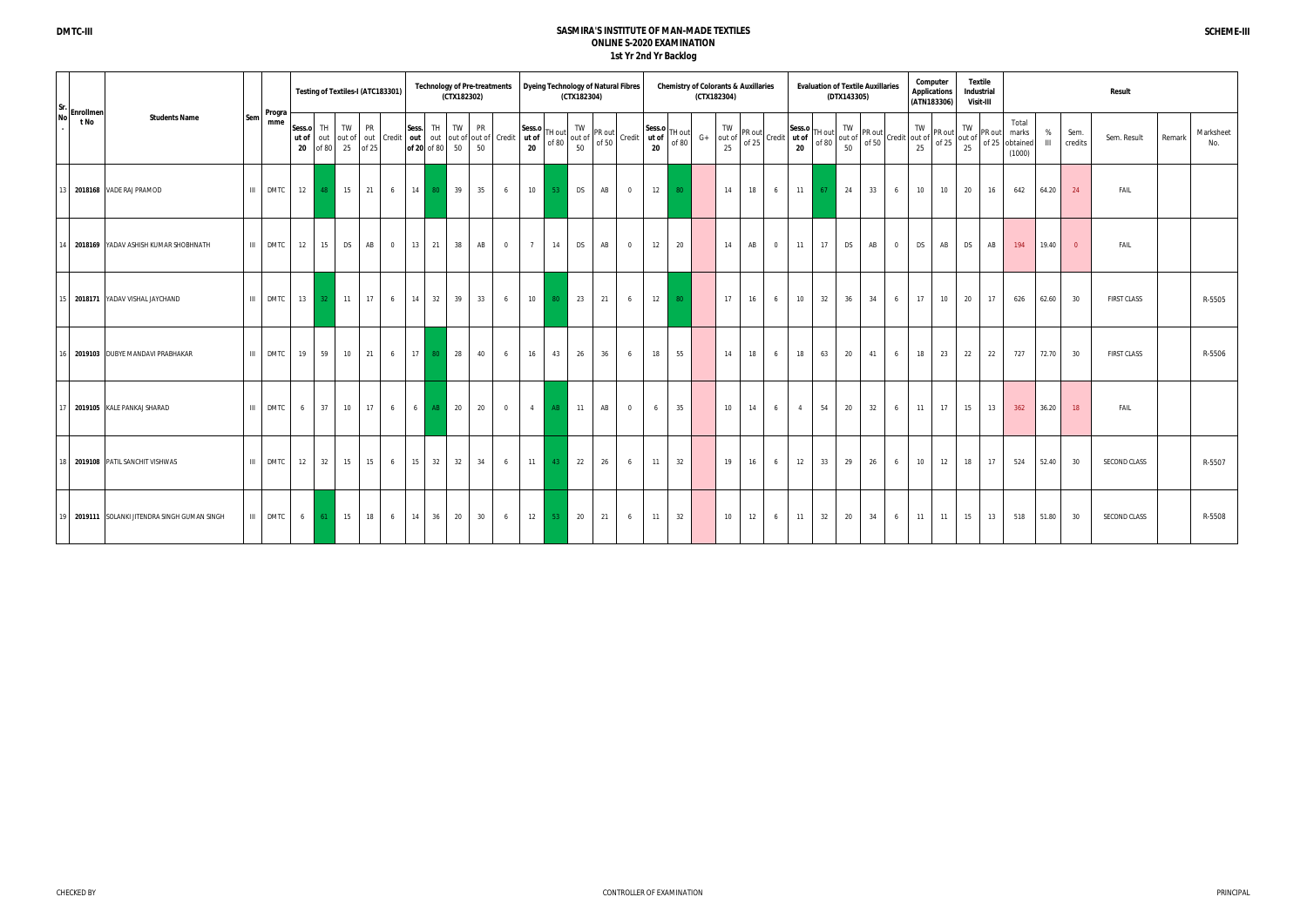# SASMIRA'S INSTITUTE OF MAN-MADE TEXTILES
## ONLINE S-2020 EXAMINATION
### 1st Yr 2nd Yr Backlog

DMTC-III | SCHEME-III

| Sr. No. | Enrollment No | Students Name | Sem | Programme | Testing of Textiles-I (ATC183301) | | | | | Technology of Pre-treatments (CTX182302) | | | | | Dyeing Technology of Natural Fibres (CTX182304) | | | | | Chemistry of Colorants & Auxillaries (CTX182304) | | | | | | Evaluation of Textile Auxillaries (DTX143305) | | | | | Computer Applications (ATN183306) | | Textile Industrial Visit-III | | Result | | | | | |
|---|---|---|---|---|---|---|---|---|---|---|---|---|---|---|---|---|---|---|---|---|---|---|---|---|---|---|---|---|---|---|---|---|---|---|---|---|---|---|---|---|
| | | | | | Sess. out of 20 | TH out of 80 | TW out of 25 | PR out of 25 | Credit | Sess. out of 20 | TH out of 80 | TW out of 50 | PR out of 50 | Credit | Sess. out of 20 | TH out of 80 | TW out of 50 | PR out of 50 | Credit | Sess. out of 20 | TH out of 80 | G+ | TW out of 25 | PR out of 25 | Credit | Sess. out of 20 | TH out of 80 | TW out of 50 | PR out of 50 | Credit | TW out of 25 | PR out of 25 | TW out of 25 | PR out of 25 | Total marks obtained (1000) | % III | Sem. credits | Sem. Result | Remark | Marksheet No. |
| 13 | 2018168 | VADE RAJ PRAMOD | III | DMTC | 12 | 48 | 15 | 21 | 6 | 14 | 80 | 39 | 35 | 6 | 10 | 53 | DS | AB | 0 | 12 | 80 | | 14 | 18 | 6 | 11 | 67 | 24 | 33 | 6 | 10 | 10 | 20 | 16 | 642 | 64.20 | 24 | FAIL | | |
| 14 | 2018169 | YADAV ASHISH KUMAR SHOBHNATH | III | DMTC | 12 | 15 | DS | AB | 0 | 13 | 21 | 38 | AB | 0 | 7 | 14 | DS | AB | 0 | 12 | 20 | | 14 | AB | 0 | 11 | 17 | DS | AB | 0 | DS | AB | DS | AB | 194 | 19.40 | 0 | FAIL | | |
| 15 | 2018171 | YADAV VISHAL JAYCHAND | III | DMTC | 13 | 32 | 11 | 17 | 6 | 14 | 32 | 39 | 33 | 6 | 10 | 80 | 23 | 21 | 6 | 12 | 80 | | 17 | 16 | 6 | 10 | 32 | 36 | 34 | 6 | 17 | 10 | 20 | 17 | 626 | 62.60 | 30 | FIRST CLASS | | R-5505 |
| 16 | 2019103 | DUBYE MANDAVI PRABHAKAR | III | DMTC | 19 | 59 | 10 | 21 | 6 | 17 | 80 | 28 | 40 | 6 | 16 | 43 | 26 | 36 | 6 | 18 | 55 | | 14 | 18 | 6 | 18 | 63 | 20 | 41 | 6 | 18 | 23 | 22 | 22 | 727 | 72.70 | 30 | FIRST CLASS | | R-5506 |
| 17 | 2019105 | KALE PANKAJ SHARAD | III | DMTC | 6 | 37 | 10 | 17 | 6 | 6 | AB | 20 | 20 | 0 | 4 | AB | 11 | AB | 0 | 6 | 35 | | 10 | 14 | 6 | 4 | 54 | 20 | 32 | 6 | 11 | 17 | 15 | 13 | 362 | 36.20 | 18 | FAIL | | |
| 18 | 2019108 | PATIL SANCHIT VISHWAS | III | DMTC | 12 | 32 | 15 | 15 | 6 | 15 | 32 | 32 | 34 | 6 | 11 | 43 | 22 | 26 | 6 | 11 | 32 | | 19 | 16 | 6 | 12 | 33 | 29 | 26 | 6 | 10 | 12 | 18 | 17 | 524 | 52.40 | 30 | SECOND CLASS | | R-5507 |
| 19 | 2019111 | SOLANKI JITENDRA SINGH GUMAN SINGH | III | DMTC | 6 | 61 | 15 | 18 | 6 | 14 | 36 | 20 | 30 | 6 | 12 | 53 | 20 | 21 | 6 | 11 | 32 | | 10 | 12 | 6 | 11 | 32 | 20 | 34 | 6 | 11 | 11 | 15 | 13 | 518 | 51.80 | 30 | SECOND CLASS | | R-5508 |

CHECKED BY | CONTROLLER OF EXAMINATION | PRINCIPAL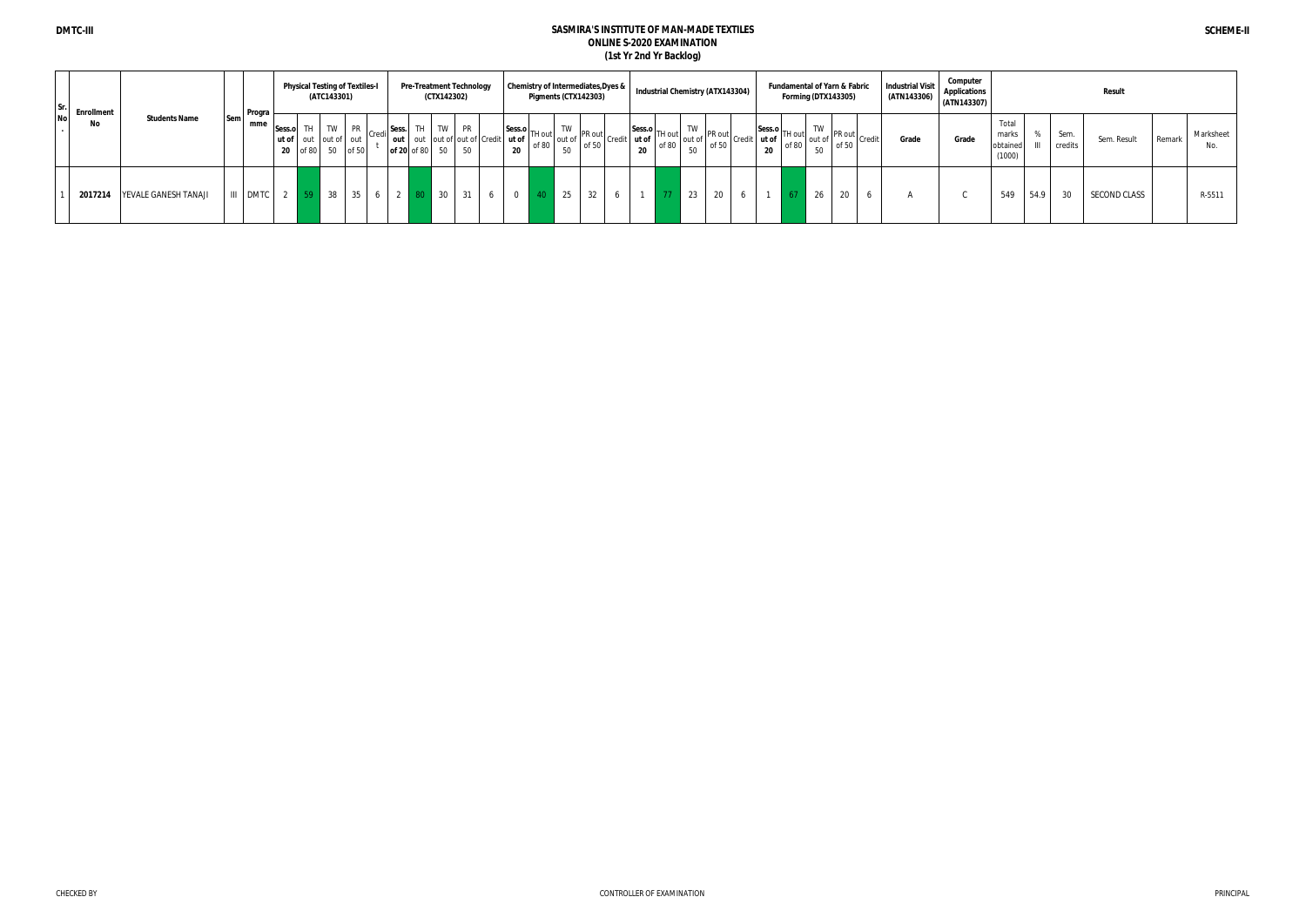DMTC-III

# SASMIRA'S INSTITUTE OF MAN-MADE TEXTILES
## ONLINE S-2020 EXAMINATION
### (1st Yr 2nd Yr Backlog)

SCHEME-II

| Sr. No. | Enrollment No | Students Name | Sem | Programme | Physical Testing of Textiles-I (ATC143301) | | | | | Pre-Treatment Technology (CTX142302) | | | | | Chemistry of Intermediates,Dyes & Pigments (CTX142303) | | | | | Industrial Chemistry (ATX143304) | | | | | Fundamental of Yarn & Fabric Forming (DTX143305) | | | | | Industrial Visit (ATN143306) | Computer Applications (ATN143307) | Result | | | | | |
|---|---|---|---|---|---|---|---|---|---|---|---|---|---|---|---|---|---|---|---|---|---|---|---|---|---|---|---|---|---|---|---|---|---|---|---|---|---|
| | | | | | Sess.out of 20 | TH out of 80 | TW out of 50 | PR out of 50 | Credit | Sess. out of 20 | TH out of 80 | TW out of 50 | PR out of 50 | Credit | Sess.out of 20 | TH out of 80 | TW out of 50 | PR out of 50 | Credit | Sess.out of 20 | TH out of 80 | TW out of 50 | PR out of 50 | Credit | Sess.out of 20 | TH out of 80 | TW out of 50 | PR out of 50 | Credit | Grade | Grade | Total marks obtained (1000) | % III | Sem. credits | Sem. Result | Remark | Marksheet No. |
| 1 | 2017214 | YEVALE GANESH TANAJI | III | DMTC | 2 | 59 | 38 | 35 | 6 | 2 | 80 | 30 | 31 | 6 | 0 | 40 | 25 | 32 | 6 | 1 | 77 | 23 | 20 | 6 | 1 | 67 | 26 | 20 | 6 | A | C | 549 | 54.9 | 30 | SECOND CLASS | | R-5511 |

CHECKED BY

CONTROLLER OF EXAMINATION

PRINCIPAL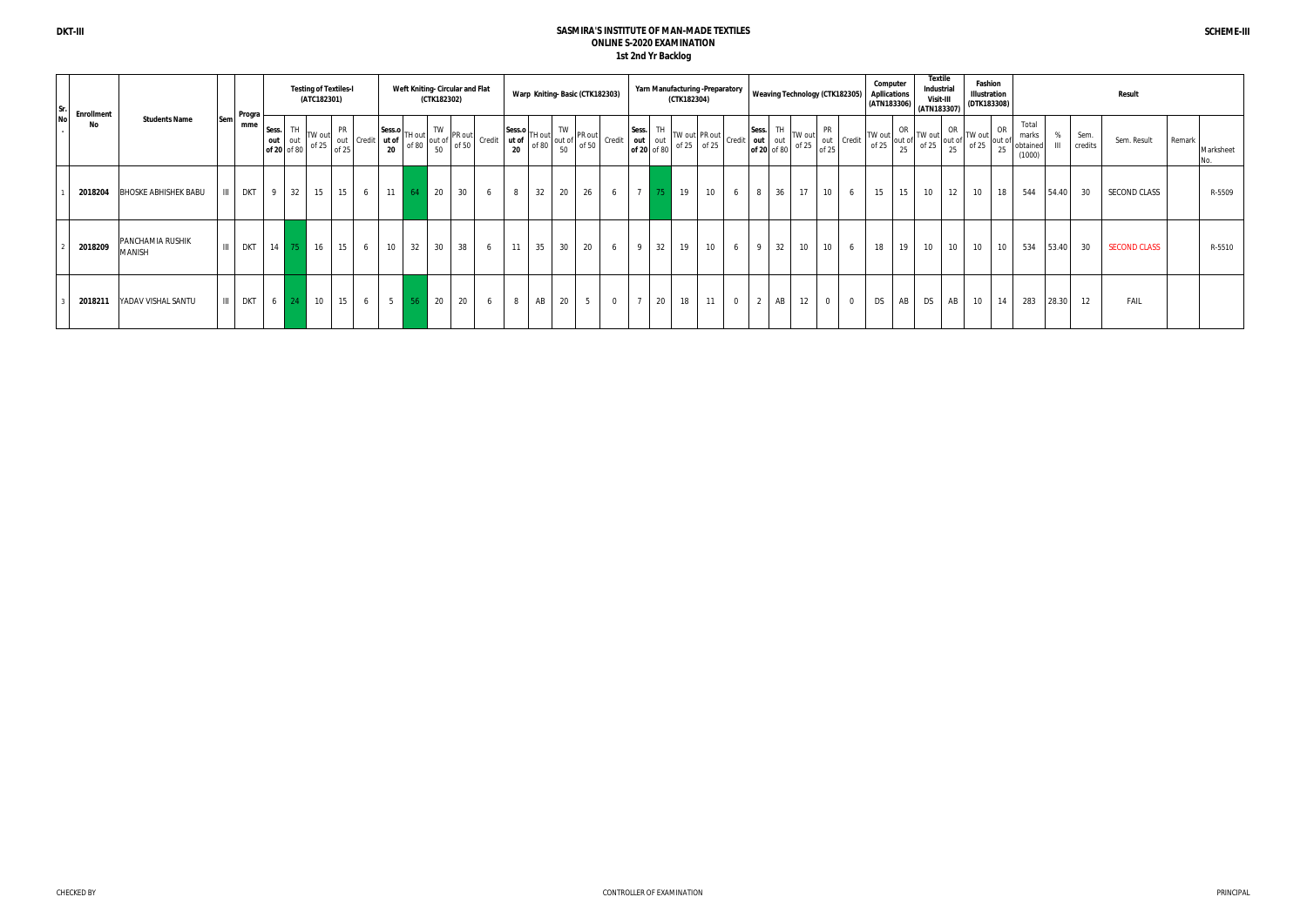# SASMIRA'S INSTITUTE OF MAN-MADE TEXTILES
## ONLINE S-2020 EXAMINATION
### 1st 2nd Yr Backlog

DKT-III | SCHEME-III

| Sr. No. | Enrollment No | Students Name | Sem | Programme | Testing of Textiles-I (ATC182301) | | | | | Weft Knitting- Circular and Flat (CTK182302) | | | | | Warp Knitting- Basic (CTK182303) | | | | | Yarn Manufacturing -Preparatory (CTK182304) | | | | | Weaving Technology (CTK182305) | | | | | Computer Apllications (ATN183306) | | Textile Industrial Visit-III (ATN183307) | | Fashion Illustration (DTK183308) | | Result | | | | | | |
|---|---|---|---|---|---|---|---|---|---|---|---|---|---|---|---|---|---|---|---|---|---|---|---|---|---|---|---|---|---|---|---|---|---|---|---|---|---|---|---|---|---|---|
| | | | | | Sess. out of 20 | TH out of 80 | TW out of 25 | PR out of 25 | Credit | Sess.out of 20 | TH out of 80 | TW out of 50 | PR out of 50 | Credit | Sess.out of 20 | TH out of 80 | TW out of 50 | PR out of 50 | Credit | Sess. out of 20 | TH out of 80 | TW out of 25 | PR out of 25 | Credit | Sess. out of 20 | TH out of 80 | TW out of 25 | PR out of 25 | Credit | TW out of 25 | OR out of 25 | TW out of 25 | OR out of 25 | TW out of 25 | OR out of 25 | Total marks obtained (1000) | % III | Sem. credits | Sem. Result | Remark | Marksheet No. |
| 1 | **2018204** | BHOSKE ABHISHEK BABU | III | DKT | 9 | 32 | 15 | 15 | 6 | 11 | 64 | 20 | 30 | 6 | 8 | 32 | 20 | 26 | 6 | 7 | 75 | 19 | 10 | 6 | 8 | 36 | 17 | 10 | 6 | 15 | 15 | 10 | 12 | 10 | 18 | 544 | 54.40 | 30 | SECOND CLASS | | R-5509 |
| 2 | **2018209** | PANCHAMIA RUSHIK MANISH | III | DKT | 14 | 75 | 16 | 15 | 6 | 10 | 32 | 30 | 38 | 6 | 11 | 35 | 30 | 20 | 6 | 9 | 32 | 19 | 10 | 6 | 9 | 32 | 10 | 10 | 6 | 18 | 19 | 10 | 10 | 10 | 10 | 534 | 53.40 | 30 | SECOND CLASS | | R-5510 |
| 3 | **2018211** | YADAV VISHAL SANTU | III | DKT | 6 | 24 | 10 | 15 | 6 | 5 | 56 | 20 | 20 | 6 | 8 | AB | 20 | 5 | 0 | 7 | 20 | 18 | 11 | 0 | 2 | AB | 12 | 0 | 0 | DS | AB | DS | AB | 10 | 14 | 283 | 28.30 | 12 | FAIL | | |

CHECKED BY | CONTROLLER OF EXAMINATION | PRINCIPAL